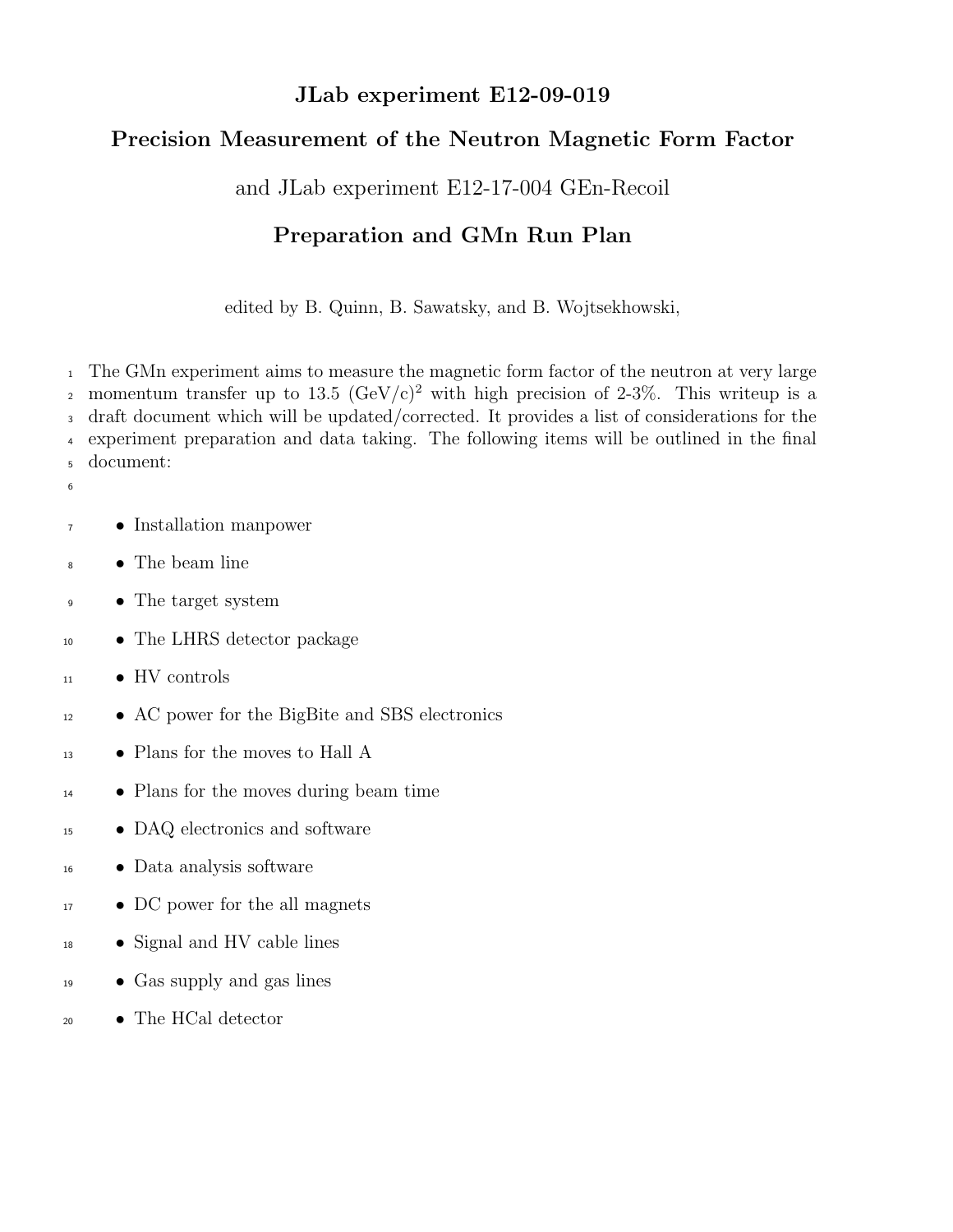# JLab experiment E12-09-019

# Precision Measurement of the Neutron Magnetic Form Factor

and JLab experiment E12-17-004 GEn-Recoil

## Preparation and GMn Run Plan

edited by B. Quinn, B. Sawatsky, and B. Wojtsekhowski,

The GMn experiment aims to measure the magnetic form factor of the neutron at very large momentum transfer up to 13.5 $(\mathrm{GeV/c})^2$ with high precision of 2-3%. This writeup is a draft document which will be updated/corrected. It provides a list of considerations for the experiment preparation and data taking. The following items will be outlined in the final document:

- Installation manpower
- The beam line
- The target system
- The LHRS detector package
- HV controls
- AC power for the BigBite and SBS electronics
- Plans for the moves to Hall A
- Plans for the moves during beam time
- DAQ electronics and software
- Data analysis software
- DC power for the all magnets
- Signal and HV cable lines
- Gas supply and gas lines
- The HCal detector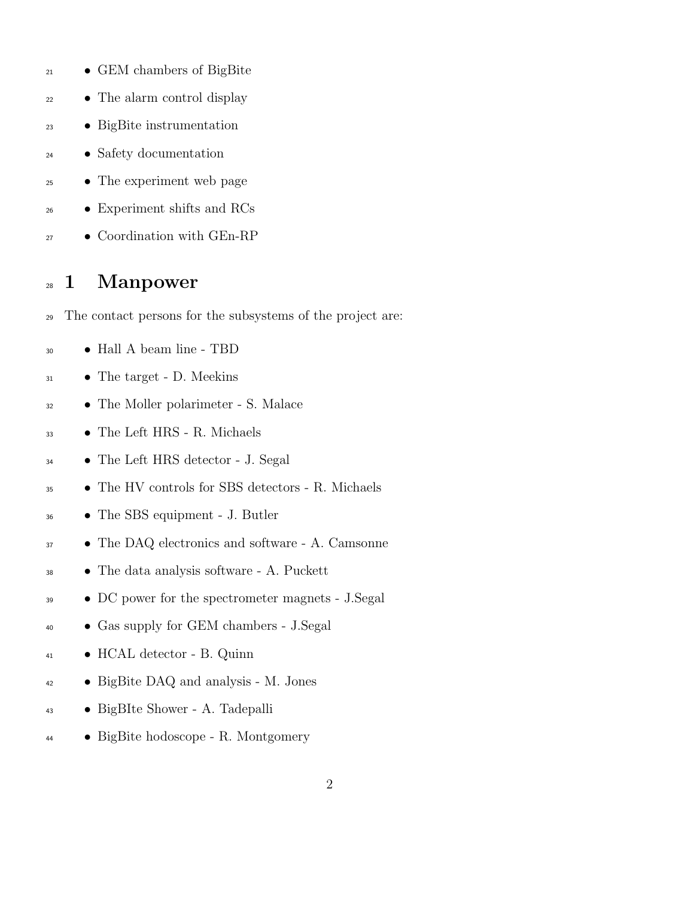- GEM chambers of BigBite
- The alarm control display
- BigBite instrumentation
- Safety documentation
- The experiment web page
- Experiment shifts and RCs
- Coordination with GEn-RP

# 1 Manpower

The contact persons for the subsystems of the project are:

- Hall A beam line - TBD
- The target - D. Meekins
- The Moller polarimeter - S. Malace
- The Left HRS - R. Michaels
- The Left HRS detector - J. Segal
- The HV controls for SBS detectors - R. Michaels
- The SBS equipment - J. Butler
- The DAQ electronics and software - A. Camsonne
- The data analysis software - A. Puckett
- DC power for the spectrometer magnets - J.Segal
- Gas supply for GEM chambers - J.Segal
- HCAL detector - B. Quinn
- BigBite DAQ and analysis - M. Jones
- BigBIte Shower - A. Tadepalli
- BigBite hodoscope - R. Montgomery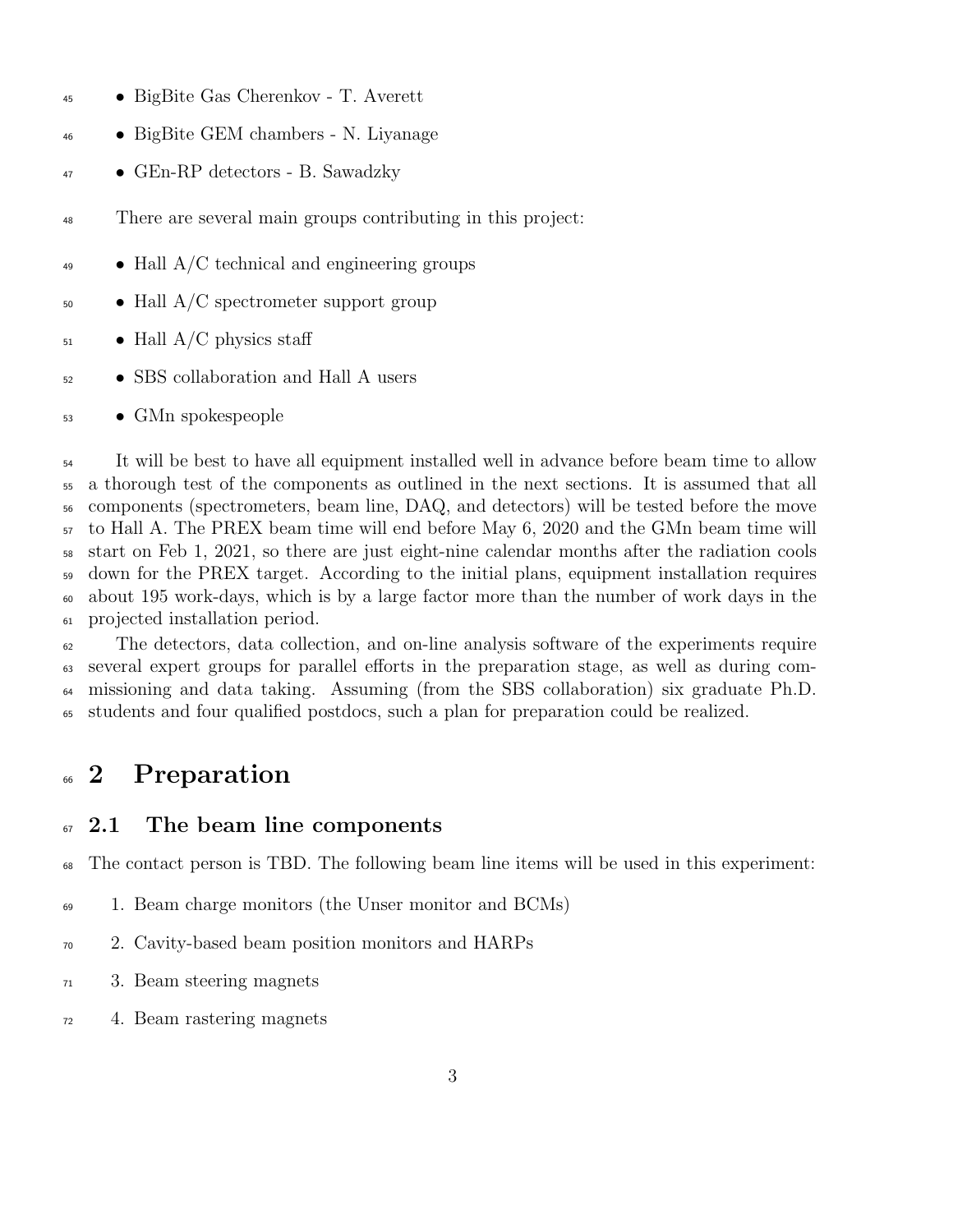- BigBite Gas Cherenkov - T. Averett
- BigBite GEM chambers - N. Liyanage
- GEn-RP detectors - B. Sawadzky

There are several main groups contributing in this project:

- Hall A/C technical and engineering groups
- Hall A/C spectrometer support group
- Hall A/C physics staff
- SBS collaboration and Hall A users
- GMn spokespeople

It will be best to have all equipment installed well in advance before beam time to allow a thorough test of the components as outlined in the next sections. It is assumed that all components (spectrometers, beam line, DAQ, and detectors) will be tested before the move to Hall A. The PREX beam time will end before May 6, 2020 and the GMn beam time will start on Feb 1, 2021, so there are just eight-nine calendar months after the radiation cools down for the PREX target. According to the initial plans, equipment installation requires about 195 work-days, which is by a large factor more than the number of work days in the projected installation period.

The detectors, data collection, and on-line analysis software of the experiments require several expert groups for parallel efforts in the preparation stage, as well as during commissioning and data taking. Assuming (from the SBS collaboration) six graduate Ph.D. students and four qualified postdocs, such a plan for preparation could be realized.

# 2 Preparation

## 2.1 The beam line components

The contact person is TBD. The following beam line items will be used in this experiment:

1. Beam charge monitors (the Unser monitor and BCMs)
2. Cavity-based beam position monitors and HARPs
3. Beam steering magnets
4. Beam rastering magnets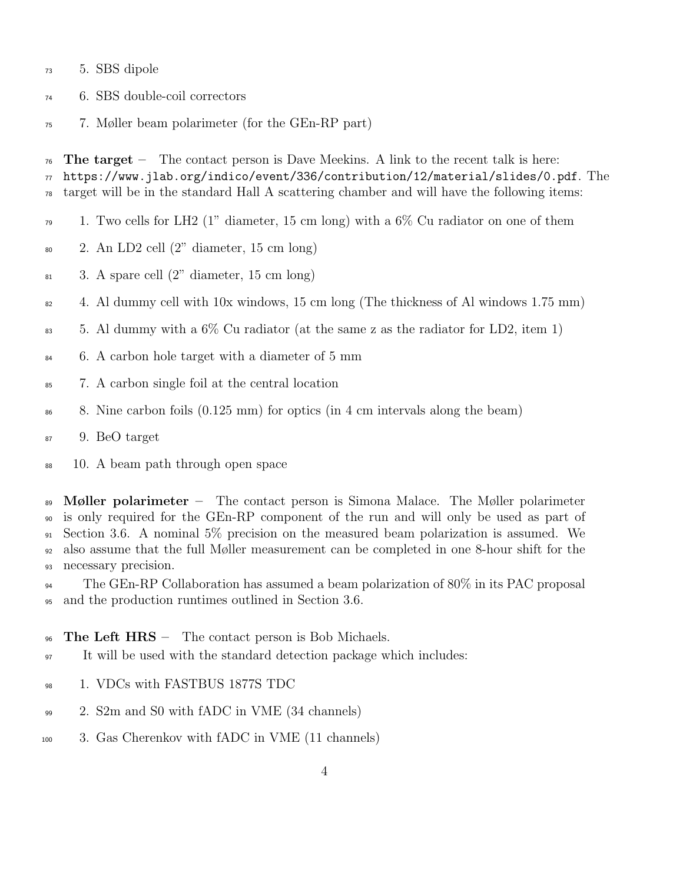5. SBS dipole
6. SBS double-coil correctors
7. Møller beam polarimeter (for the GEn-RP part)

**The target** – The contact person is Dave Meekins. A link to the recent talk is here: https://www.jlab.org/indico/event/336/contribution/12/material/slides/0.pdf. The target will be in the standard Hall A scattering chamber and will have the following items:

1. Two cells for LH2 (1" diameter, 15 cm long) with a 6% Cu radiator on one of them
2. An LD2 cell (2" diameter, 15 cm long)
3. A spare cell (2" diameter, 15 cm long)
4. Al dummy cell with 10x windows, 15 cm long (The thickness of Al windows 1.75 mm)
5. Al dummy with a 6% Cu radiator (at the same z as the radiator for LD2, item 1)
6. A carbon hole target with a diameter of 5 mm
7. A carbon single foil at the central location
8. Nine carbon foils (0.125 mm) for optics (in 4 cm intervals along the beam)
9. BeO target
10. A beam path through open space

**Møller polarimeter** – The contact person is Simona Malace. The Møller polarimeter is only required for the GEn-RP component of the run and will only be used as part of Section 3.6. A nominal 5% precision on the measured beam polarization is assumed. We also assume that the full Møller measurement can be completed in one 8-hour shift for the necessary precision.

The GEn-RP Collaboration has assumed a beam polarization of 80% in its PAC proposal and the production runtimes outlined in Section 3.6.

**The Left HRS** – The contact person is Bob Michaels.

It will be used with the standard detection package which includes:

1. VDCs with FASTBUS 1877S TDC
2. S2m and S0 with fADC in VME (34 channels)
3. Gas Cherenkov with fADC in VME (11 channels)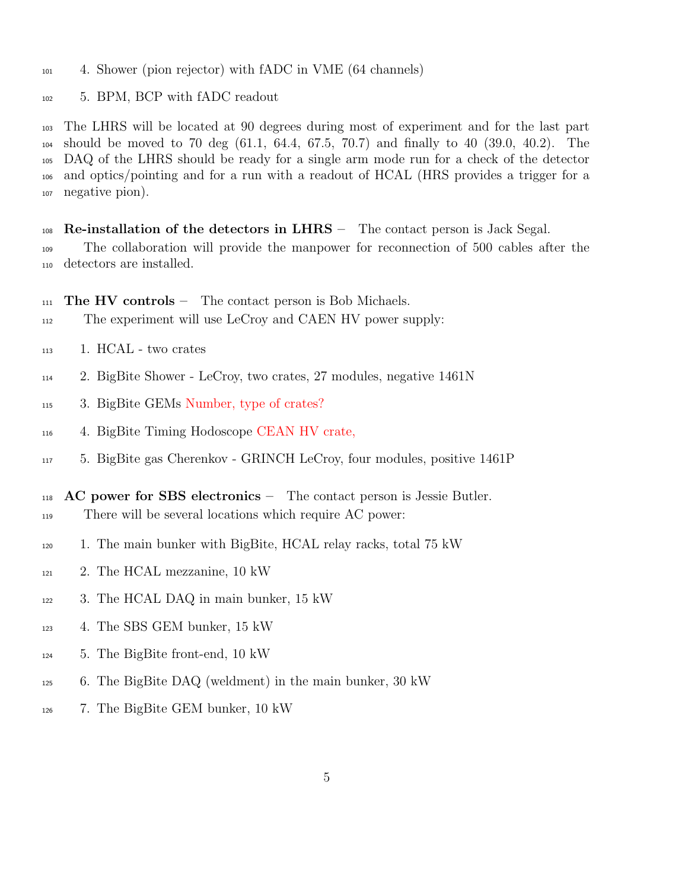4. Shower (pion rejector) with fADC in VME (64 channels)
5. BPM, BCP with fADC readout

The LHRS will be located at 90 degrees during most of experiment and for the last part should be moved to 70 deg (61.1, 64.4, 67.5, 70.7) and finally to 40 (39.0, 40.2). The DAQ of the LHRS should be ready for a single arm mode run for a check of the detector and optics/pointing and for a run with a readout of HCAL (HRS provides a trigger for a negative pion).

**Re-installation of the detectors in LHRS** – The contact person is Jack Segal.

The collaboration will provide the manpower for reconnection of 500 cables after the detectors are installed.

**The HV controls** – The contact person is Bob Michaels.

The experiment will use LeCroy and CAEN HV power supply:

1. HCAL - two crates
2. BigBite Shower - LeCroy, two crates, 27 modules, negative 1461N
3. BigBite GEMs Number, type of crates?
4. BigBite Timing Hodoscope CEAN HV crate,
5. BigBite gas Cherenkov - GRINCH LeCroy, four modules, positive 1461P

**AC power for SBS electronics** – The contact person is Jessie Butler.

There will be several locations which require AC power:

1. The main bunker with BigBite, HCAL relay racks, total 75 kW
2. The HCAL mezzanine, 10 kW
3. The HCAL DAQ in main bunker, 15 kW
4. The SBS GEM bunker, 15 kW
5. The BigBite front-end, 10 kW
6. The BigBite DAQ (weldment) in the main bunker, 30 kW
7. The BigBite GEM bunker, 10 kW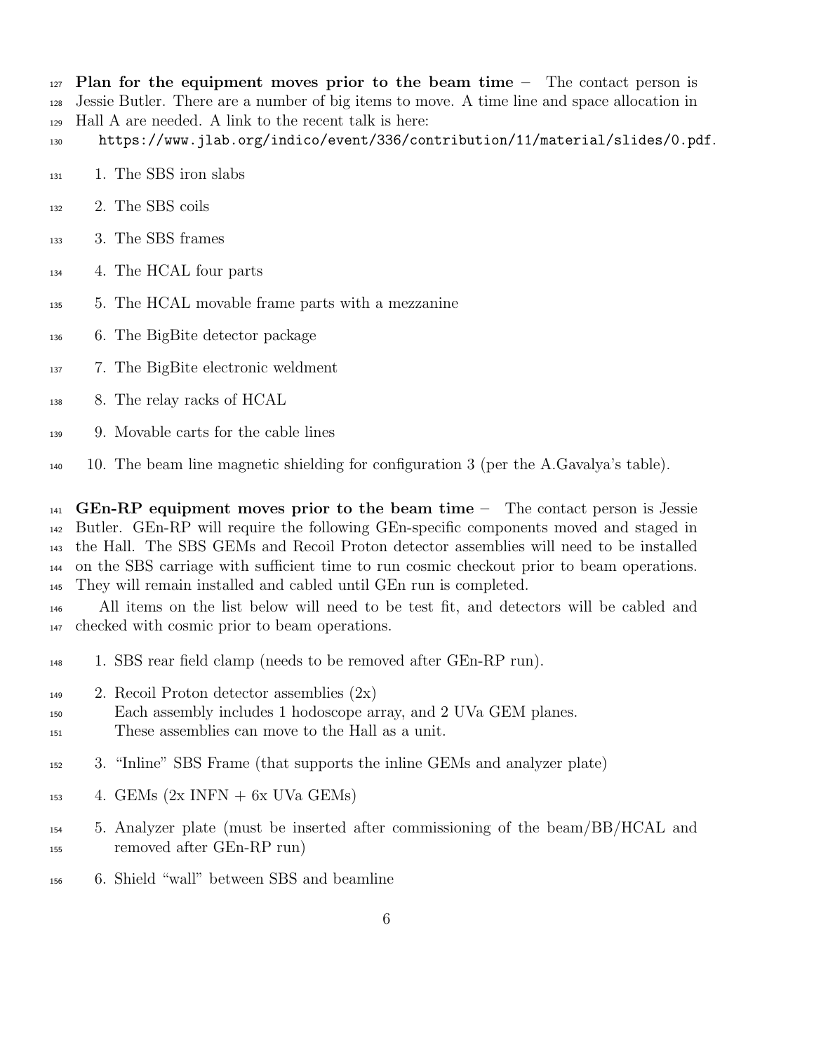**Plan for the equipment moves prior to the beam time** – The contact person is Jessie Butler. There are a number of big items to move. A time line and space allocation in Hall A are needed. A link to the recent talk is here:
https://www.jlab.org/indico/event/336/contribution/11/material/slides/0.pdf.

1. The SBS iron slabs
2. The SBS coils
3. The SBS frames
4. The HCAL four parts
5. The HCAL movable frame parts with a mezzanine
6. The BigBite detector package
7. The BigBite electronic weldment
8. The relay racks of HCAL
9. Movable carts for the cable lines
10. The beam line magnetic shielding for configuration 3 (per the A.Gavalya's table).

**GEn-RP equipment moves prior to the beam time** – The contact person is Jessie Butler. GEn-RP will require the following GEn-specific components moved and staged in the Hall. The SBS GEMs and Recoil Proton detector assemblies will need to be installed on the SBS carriage with sufficient time to run cosmic checkout prior to beam operations. They will remain installed and cabled until GEn run is completed.

All items on the list below will need to be test fit, and detectors will be cabled and checked with cosmic prior to beam operations.

1. SBS rear field clamp (needs to be removed after GEn-RP run).
2. Recoil Proton detector assemblies (2x)
   Each assembly includes 1 hodoscope array, and 2 UVa GEM planes.
   These assemblies can move to the Hall as a unit.
3. "Inline" SBS Frame (that supports the inline GEMs and analyzer plate)
4. GEMs (2x INFN + 6x UVa GEMs)
5. Analyzer plate (must be inserted after commissioning of the beam/BB/HCAL and removed after GEn-RP run)
6. Shield "wall" between SBS and beamline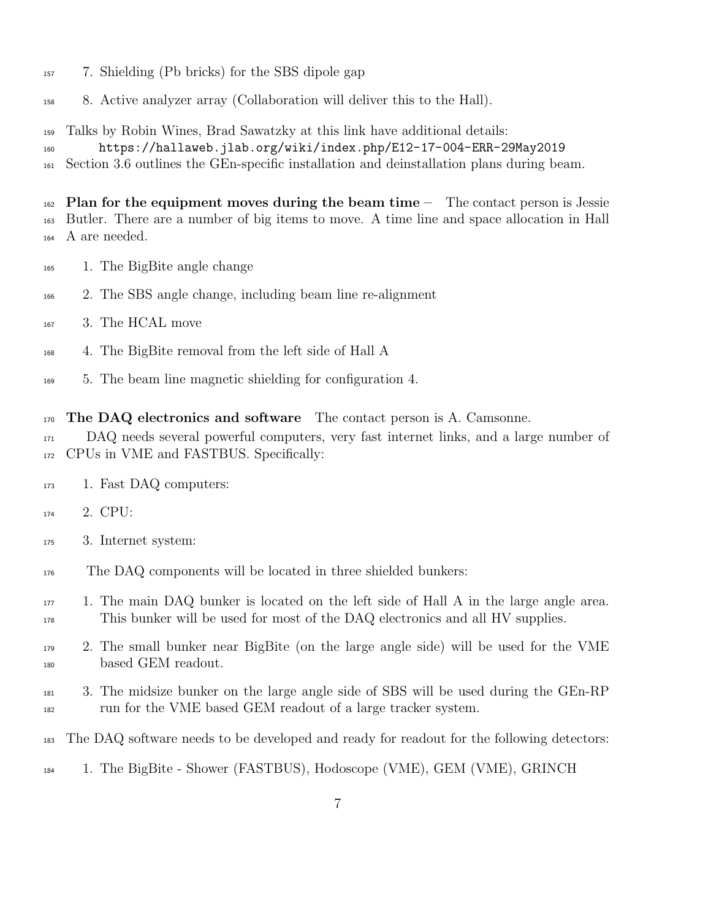7. Shielding (Pb bricks) for the SBS dipole gap

8. Active analyzer array (Collaboration will deliver this to the Hall).

Talks by Robin Wines, Brad Sawatzky at this link have additional details:
    `https://hallaweb.jlab.org/wiki/index.php/E12-17-004-ERR-29May2019`
Section 3.6 outlines the GEn-specific installation and deinstallation plans during beam.

**Plan for the equipment moves during the beam time** – The contact person is Jessie Butler. There are a number of big items to move. A time line and space allocation in Hall A are needed.

1. The BigBite angle change
2. The SBS angle change, including beam line re-alignment
3. The HCAL move
4. The BigBite removal from the left side of Hall A
5. The beam line magnetic shielding for configuration 4.

**The DAQ electronics and software** The contact person is A. Camsonne.

DAQ needs several powerful computers, very fast internet links, and a large number of CPUs in VME and FASTBUS. Specifically:

1. Fast DAQ computers:
2. CPU:
3. Internet system:

The DAQ components will be located in three shielded bunkers:

1. The main DAQ bunker is located on the left side of Hall A in the large angle area. This bunker will be used for most of the DAQ electronics and all HV supplies.
2. The small bunker near BigBite (on the large angle side) will be used for the VME based GEM readout.
3. The midsize bunker on the large angle side of SBS will be used during the GEn-RP run for the VME based GEM readout of a large tracker system.

The DAQ software needs to be developed and ready for readout for the following detectors:

1. The BigBite - Shower (FASTBUS), Hodoscope (VME), GEM (VME), GRINCH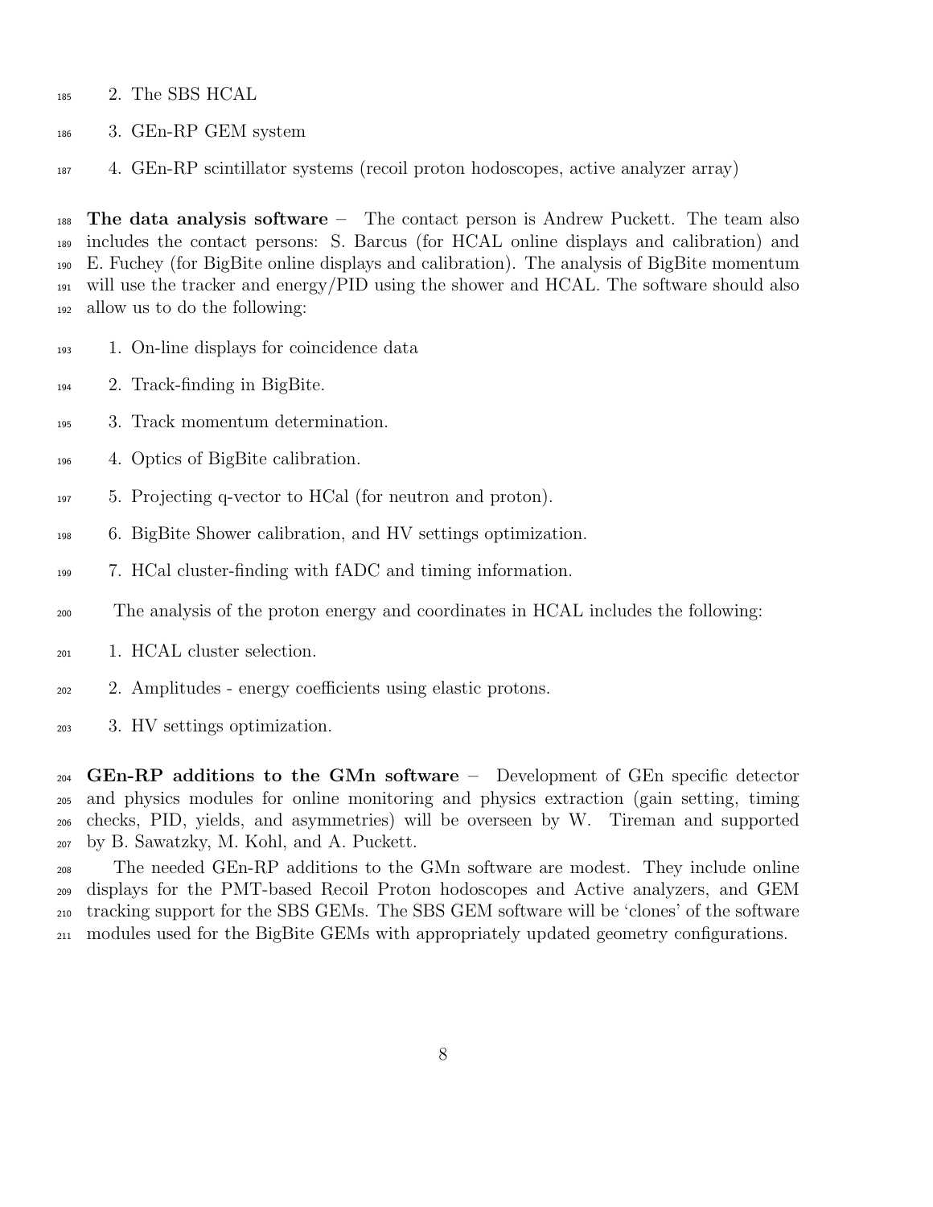2. The SBS HCAL
3. GEn-RP GEM system
4. GEn-RP scintillator systems (recoil proton hodoscopes, active analyzer array)

**The data analysis software** – The contact person is Andrew Puckett. The team also includes the contact persons: S. Barcus (for HCAL online displays and calibration) and E. Fuchey (for BigBite online displays and calibration). The analysis of BigBite momentum will use the tracker and energy/PID using the shower and HCAL. The software should also allow us to do the following:

1. On-line displays for coincidence data
2. Track-finding in BigBite.
3. Track momentum determination.
4. Optics of BigBite calibration.
5. Projecting q-vector to HCal (for neutron and proton).
6. BigBite Shower calibration, and HV settings optimization.
7. HCal cluster-finding with fADC and timing information.

The analysis of the proton energy and coordinates in HCAL includes the following:

1. HCAL cluster selection.
2. Amplitudes - energy coefficients using elastic protons.
3. HV settings optimization.

**GEn-RP additions to the GMn software** – Development of GEn specific detector and physics modules for online monitoring and physics extraction (gain setting, timing checks, PID, yields, and asymmetries) will be overseen by W. Tireman and supported by B. Sawatzky, M. Kohl, and A. Puckett.

The needed GEn-RP additions to the GMn software are modest. They include online displays for the PMT-based Recoil Proton hodoscopes and Active analyzers, and GEM tracking support for the SBS GEMs. The SBS GEM software will be 'clones' of the software modules used for the BigBite GEMs with appropriately updated geometry configurations.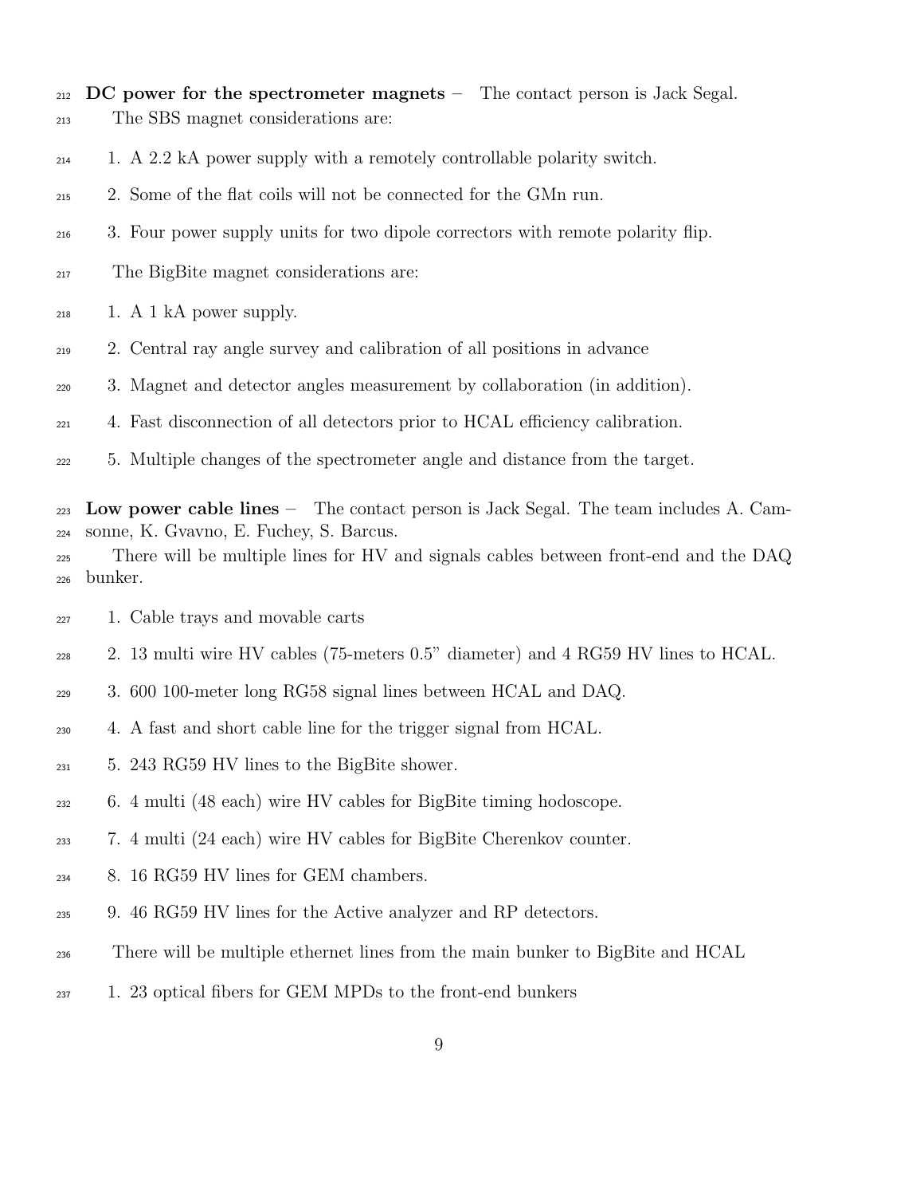**DC power for the spectrometer magnets** – The contact person is Jack Segal.

The SBS magnet considerations are:

1. A 2.2 kA power supply with a remotely controllable polarity switch.
2. Some of the flat coils will not be connected for the GMn run.
3. Four power supply units for two dipole correctors with remote polarity flip.

The BigBite magnet considerations are:

1. A 1 kA power supply.
2. Central ray angle survey and calibration of all positions in advance
3. Magnet and detector angles measurement by collaboration (in addition).
4. Fast disconnection of all detectors prior to HCAL efficiency calibration.
5. Multiple changes of the spectrometer angle and distance from the target.

**Low power cable lines** – The contact person is Jack Segal. The team includes A. Camsonne, K. Gvavno, E. Fuchey, S. Barcus.

There will be multiple lines for HV and signals cables between front-end and the DAQ bunker.

1. Cable trays and movable carts
2. 13 multi wire HV cables (75-meters 0.5" diameter) and 4 RG59 HV lines to HCAL.
3. 600 100-meter long RG58 signal lines between HCAL and DAQ.
4. A fast and short cable line for the trigger signal from HCAL.
5. 243 RG59 HV lines to the BigBite shower.
6. 4 multi (48 each) wire HV cables for BigBite timing hodoscope.
7. 4 multi (24 each) wire HV cables for BigBite Cherenkov counter.
8. 16 RG59 HV lines for GEM chambers.
9. 46 RG59 HV lines for the Active analyzer and RP detectors.

There will be multiple ethernet lines from the main bunker to BigBite and HCAL

1. 23 optical fibers for GEM MPDs to the front-end bunkers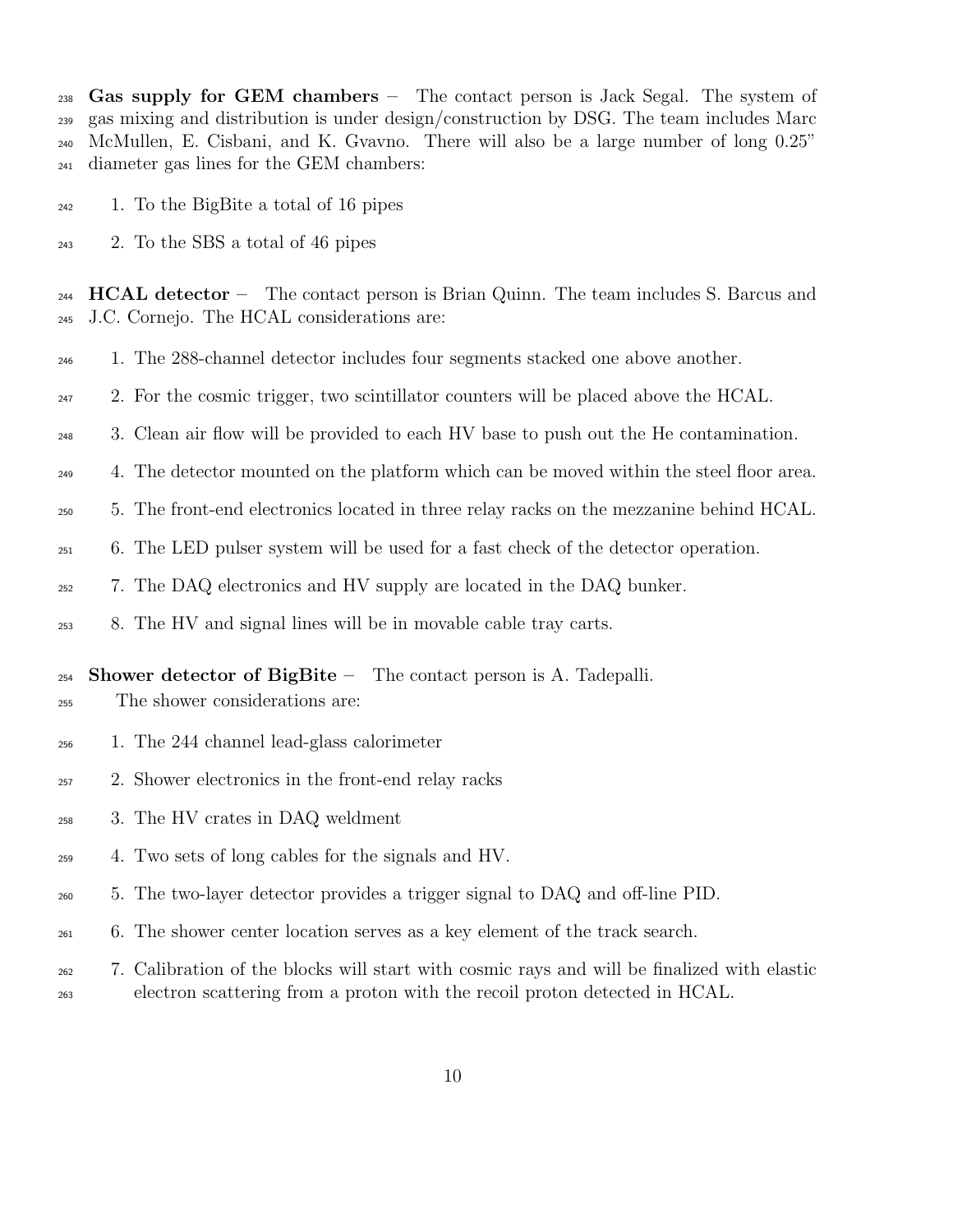**Gas supply for GEM chambers** – The contact person is Jack Segal. The system of gas mixing and distribution is under design/construction by DSG. The team includes Marc McMullen, E. Cisbani, and K. Gvavno. There will also be a large number of long 0.25" diameter gas lines for the GEM chambers:

1. To the BigBite a total of 16 pipes
2. To the SBS a total of 46 pipes

**HCAL detector** – The contact person is Brian Quinn. The team includes S. Barcus and J.C. Cornejo. The HCAL considerations are:

1. The 288-channel detector includes four segments stacked one above another.
2. For the cosmic trigger, two scintillator counters will be placed above the HCAL.
3. Clean air flow will be provided to each HV base to push out the He contamination.
4. The detector mounted on the platform which can be moved within the steel floor area.
5. The front-end electronics located in three relay racks on the mezzanine behind HCAL.
6. The LED pulser system will be used for a fast check of the detector operation.
7. The DAQ electronics and HV supply are located in the DAQ bunker.
8. The HV and signal lines will be in movable cable tray carts.

**Shower detector of BigBite** – The contact person is A. Tadepalli.
The shower considerations are:

1. The 244 channel lead-glass calorimeter
2. Shower electronics in the front-end relay racks
3. The HV crates in DAQ weldment
4. Two sets of long cables for the signals and HV.
5. The two-layer detector provides a trigger signal to DAQ and off-line PID.
6. The shower center location serves as a key element of the track search.
7. Calibration of the blocks will start with cosmic rays and will be finalized with elastic electron scattering from a proton with the recoil proton detected in HCAL.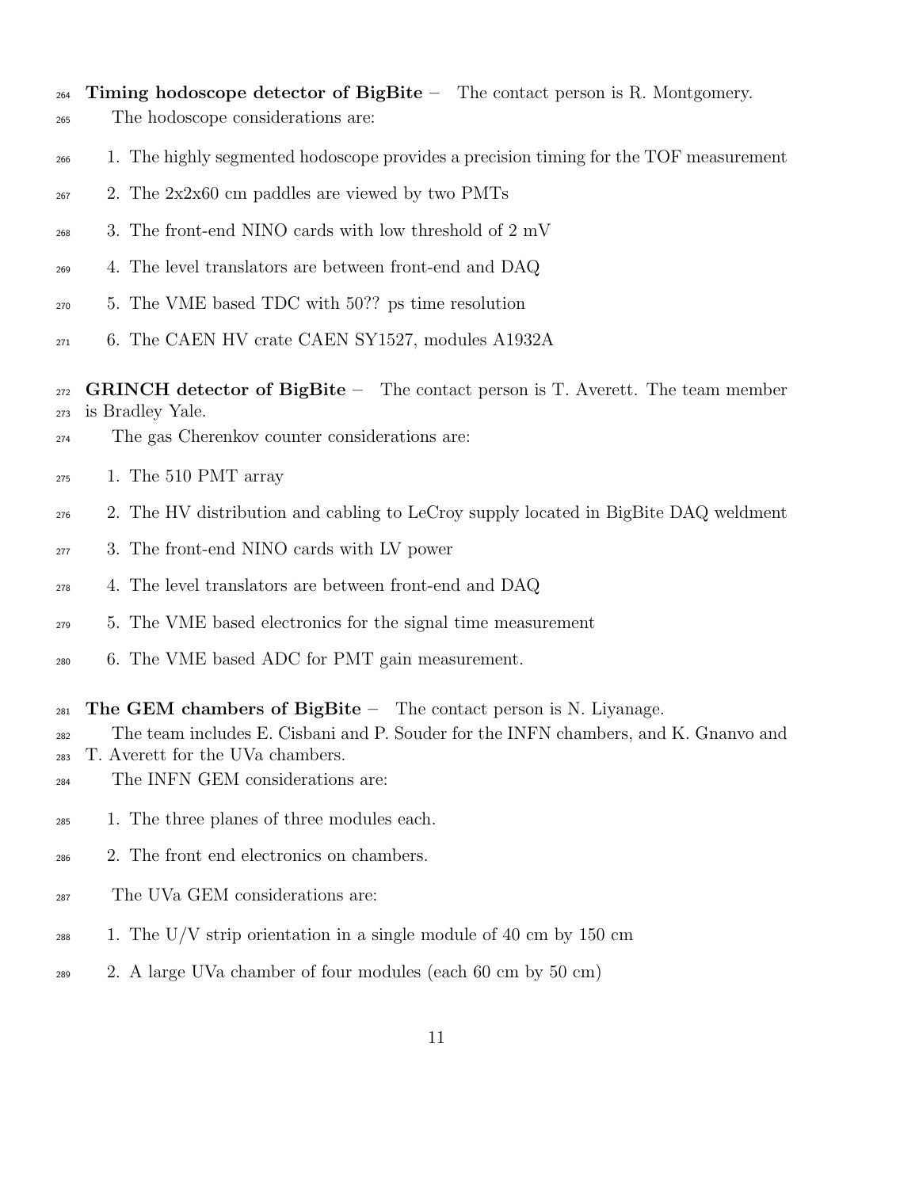**Timing hodoscope detector of BigBite –** The contact person is R. Montgomery.

The hodoscope considerations are:

1. The highly segmented hodoscope provides a precision timing for the TOF measurement
2. The 2x2x60 cm paddles are viewed by two PMTs
3. The front-end NINO cards with low threshold of 2 mV
4. The level translators are between front-end and DAQ
5. The VME based TDC with 50?? ps time resolution
6. The CAEN HV crate CAEN SY1527, modules A1932A

**GRINCH detector of BigBite –** The contact person is T. Averett. The team member is Bradley Yale.

The gas Cherenkov counter considerations are:

1. The 510 PMT array
2. The HV distribution and cabling to LeCroy supply located in BigBite DAQ weldment
3. The front-end NINO cards with LV power
4. The level translators are between front-end and DAQ
5. The VME based electronics for the signal time measurement
6. The VME based ADC for PMT gain measurement.

**The GEM chambers of BigBite –** The contact person is N. Liyanage.

The team includes E. Cisbani and P. Souder for the INFN chambers, and K. Gnanvo and T. Averett for the UVa chambers.

The INFN GEM considerations are:

1. The three planes of three modules each.
2. The front end electronics on chambers.

The UVa GEM considerations are:

1. The U/V strip orientation in a single module of 40 cm by 150 cm
2. A large UVa chamber of four modules (each 60 cm by 50 cm)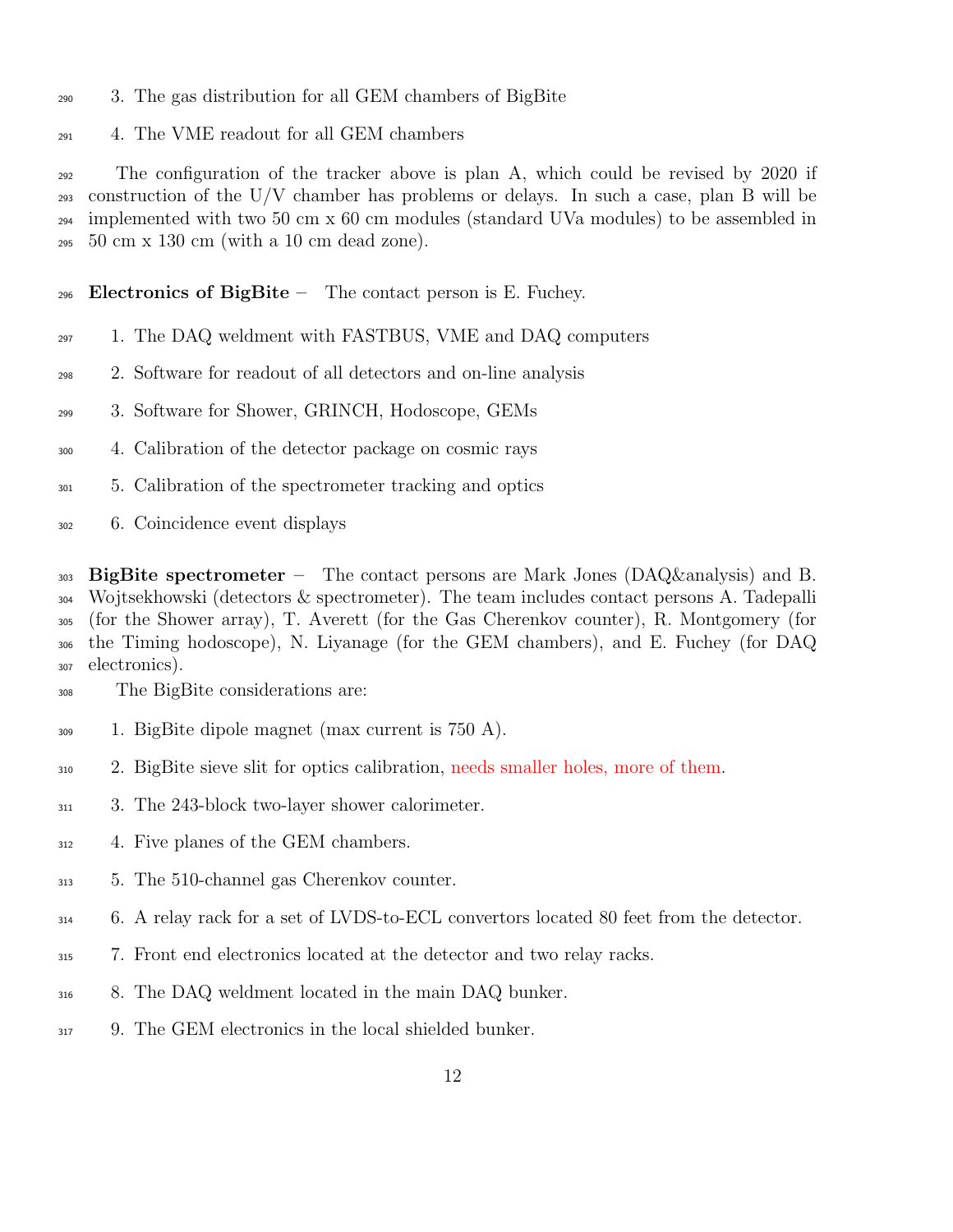3. The gas distribution for all GEM chambers of BigBite
4. The VME readout for all GEM chambers

The configuration of the tracker above is plan A, which could be revised by 2020 if construction of the U/V chamber has problems or delays. In such a case, plan B will be implemented with two 50 cm x 60 cm modules (standard UVa modules) to be assembled in 50 cm x 130 cm (with a 10 cm dead zone).

**Electronics of BigBite –** The contact person is E. Fuchey.

1. The DAQ weldment with FASTBUS, VME and DAQ computers
2. Software for readout of all detectors and on-line analysis
3. Software for Shower, GRINCH, Hodoscope, GEMs
4. Calibration of the detector package on cosmic rays
5. Calibration of the spectrometer tracking and optics
6. Coincidence event displays

**BigBite spectrometer –** The contact persons are Mark Jones (DAQ&analysis) and B. Wojtsekhowski (detectors & spectrometer). The team includes contact persons A. Tadepalli (for the Shower array), T. Averett (for the Gas Cherenkov counter), R. Montgomery (for the Timing hodoscope), N. Liyanage (for the GEM chambers), and E. Fuchey (for DAQ electronics).

The BigBite considerations are:

1. BigBite dipole magnet (max current is 750 A).
2. BigBite sieve slit for optics calibration, needs smaller holes, more of them.
3. The 243-block two-layer shower calorimeter.
4. Five planes of the GEM chambers.
5. The 510-channel gas Cherenkov counter.
6. A relay rack for a set of LVDS-to-ECL convertors located 80 feet from the detector.
7. Front end electronics located at the detector and two relay racks.
8. The DAQ weldment located in the main DAQ bunker.
9. The GEM electronics in the local shielded bunker.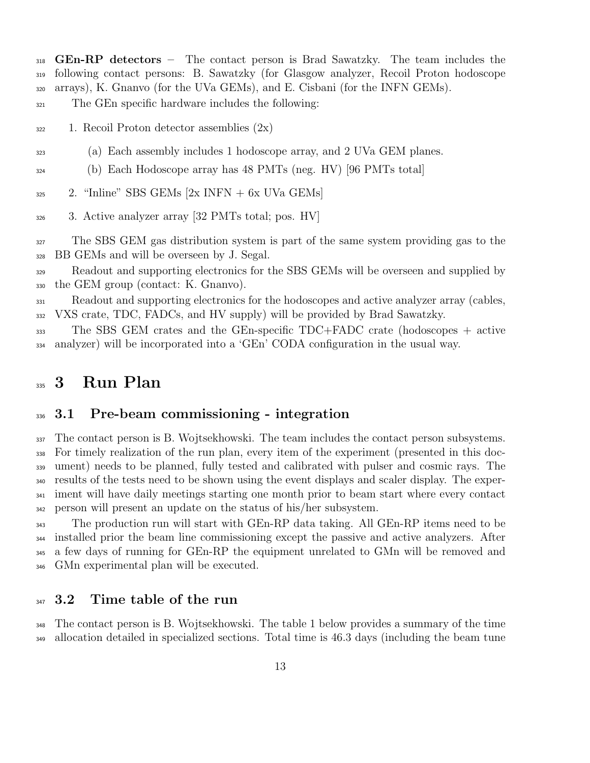**GEn-RP detectors** – The contact person is Brad Sawatzky. The team includes the following contact persons: B. Sawatzky (for Glasgow analyzer, Recoil Proton hodoscope arrays), K. Gnanvo (for the UVa GEMs), and E. Cisbani (for the INFN GEMs).

The GEn specific hardware includes the following:

1. Recoil Proton detector assemblies (2x)
   (a) Each assembly includes 1 hodoscope array, and 2 UVa GEM planes.
   (b) Each Hodoscope array has 48 PMTs (neg. HV) [96 PMTs total]
2. "Inline" SBS GEMs [2x INFN + 6x UVa GEMs]
3. Active analyzer array [32 PMTs total; pos. HV]

The SBS GEM gas distribution system is part of the same system providing gas to the BB GEMs and will be overseen by J. Segal.

Readout and supporting electronics for the SBS GEMs will be overseen and supplied by the GEM group (contact: K. Gnanvo).

Readout and supporting electronics for the hodoscopes and active analyzer array (cables, VXS crate, TDC, FADCs, and HV supply) will be provided by Brad Sawatzky.

The SBS GEM crates and the GEn-specific TDC+FADC crate (hodoscopes + active analyzer) will be incorporated into a 'GEn' CODA configuration in the usual way.

# 3 Run Plan

## 3.1 Pre-beam commissioning - integration

The contact person is B. Wojtsekhowski. The team includes the contact person subsystems. For timely realization of the run plan, every item of the experiment (presented in this document) needs to be planned, fully tested and calibrated with pulser and cosmic rays. The results of the tests need to be shown using the event displays and scaler display. The experiment will have daily meetings starting one month prior to beam start where every contact person will present an update on the status of his/her subsystem.

The production run will start with GEn-RP data taking. All GEn-RP items need to be installed prior the beam line commissioning except the passive and active analyzers. After a few days of running for GEn-RP the equipment unrelated to GMn will be removed and GMn experimental plan will be executed.

## 3.2 Time table of the run

The contact person is B. Wojtsekhowski. The table 1 below provides a summary of the time allocation detailed in specialized sections. Total time is 46.3 days (including the beam tune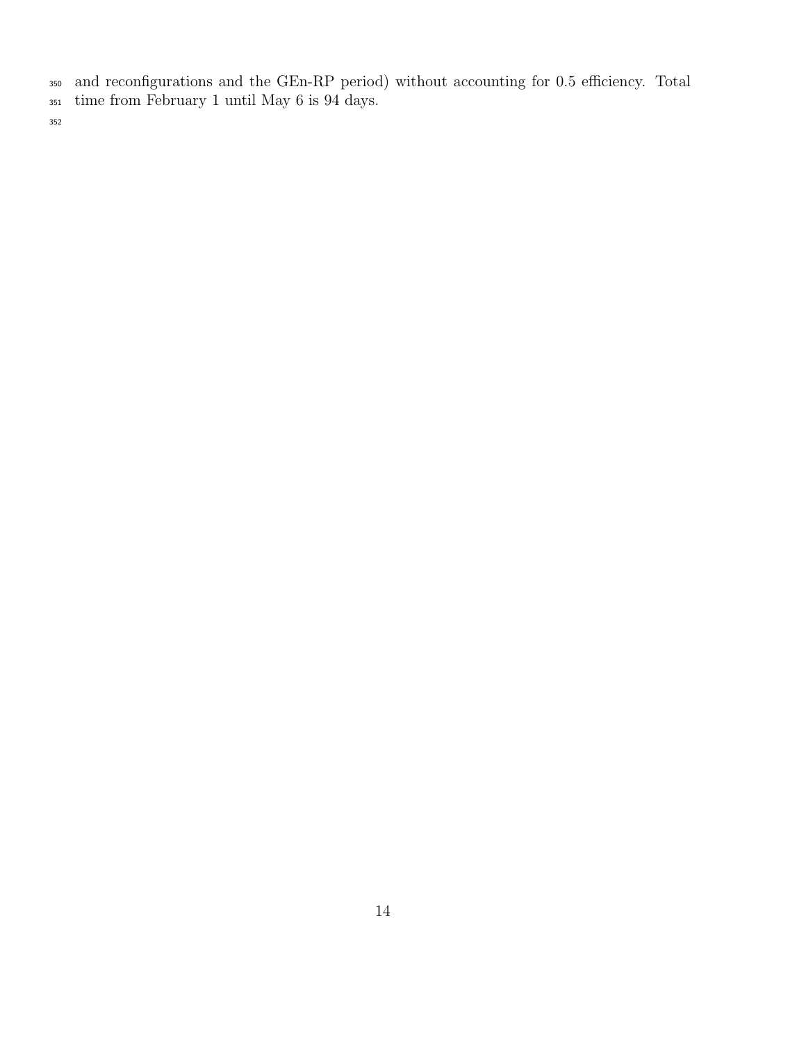and reconfigurations and the GEn-RP period) without accounting for 0.5 efficiency. Total time from February 1 until May 6 is 94 days.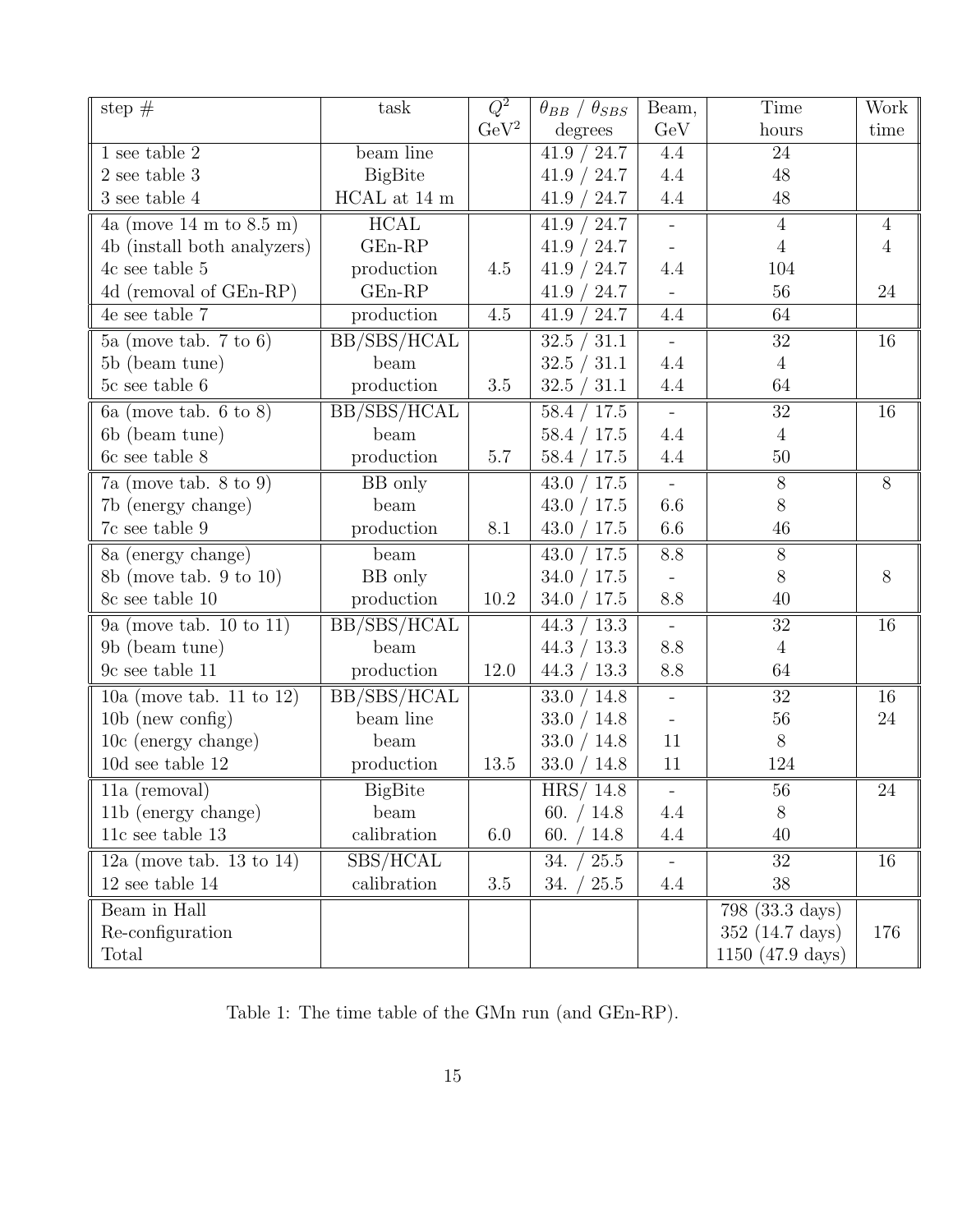| step # | task | $Q^2$ $\mathrm{GeV}^2$ | $\theta_{BB}$ / $\theta_{SBS}$ degrees | Beam, GeV | Time hours | Work time |
|---|---|---|---|---|---|---|
| 1 see table 2 | beam line | | 41.9 / 24.7 | 4.4 | 24 | |
| 2 see table 3 | BigBite | | 41.9 / 24.7 | 4.4 | 48 | |
| 3 see table 4 | HCAL at 14 m | | 41.9 / 24.7 | 4.4 | 48 | |
| 4a (move 14 m to 8.5 m) | HCAL | | 41.9 / 24.7 | - | 4 | 4 |
| 4b (install both analyzers) | GEn-RP | | 41.9 / 24.7 | - | 4 | 4 |
| 4c see table 5 | production | 4.5 | 41.9 / 24.7 | 4.4 | 104 | |
| 4d (removal of GEn-RP) | GEn-RP | | 41.9 / 24.7 | - | 56 | 24 |
| 4e see table 7 | production | 4.5 | 41.9 / 24.7 | 4.4 | 64 | |
| 5a (move tab. 7 to 6) | BB/SBS/HCAL | | 32.5 / 31.1 | - | 32 | 16 |
| 5b (beam tune) | beam | | 32.5 / 31.1 | 4.4 | 4 | |
| 5c see table 6 | production | 3.5 | 32.5 / 31.1 | 4.4 | 64 | |
| 6a (move tab. 6 to 8) | BB/SBS/HCAL | | 58.4 / 17.5 | - | 32 | 16 |
| 6b (beam tune) | beam | | 58.4 / 17.5 | 4.4 | 4 | |
| 6c see table 8 | production | 5.7 | 58.4 / 17.5 | 4.4 | 50 | |
| 7a (move tab. 8 to 9) | BB only | | 43.0 / 17.5 | - | 8 | 8 |
| 7b (energy change) | beam | | 43.0 / 17.5 | 6.6 | 8 | |
| 7c see table 9 | production | 8.1 | 43.0 / 17.5 | 6.6 | 46 | |
| 8a (energy change) | beam | | 43.0 / 17.5 | 8.8 | 8 | |
| 8b (move tab. 9 to 10) | BB only | | 34.0 / 17.5 | - | 8 | 8 |
| 8c see table 10 | production | 10.2 | 34.0 / 17.5 | 8.8 | 40 | |
| 9a (move tab. 10 to 11) | BB/SBS/HCAL | | 44.3 / 13.3 | - | 32 | 16 |
| 9b (beam tune) | beam | | 44.3 / 13.3 | 8.8 | 4 | |
| 9c see table 11 | production | 12.0 | 44.3 / 13.3 | 8.8 | 64 | |
| 10a (move tab. 11 to 12) | BB/SBS/HCAL | | 33.0 / 14.8 | - | 32 | 16 |
| 10b (new config) | beam line | | 33.0 / 14.8 | - | 56 | 24 |
| 10c (energy change) | beam | | 33.0 / 14.8 | 11 | 8 | |
| 10d see table 12 | production | 13.5 | 33.0 / 14.8 | 11 | 124 | |
| 11a (removal) | BigBite | | HRS/ 14.8 | - | 56 | 24 |
| 11b (energy change) | beam | | 60. / 14.8 | 4.4 | 8 | |
| 11c see table 13 | calibration | 6.0 | 60. / 14.8 | 4.4 | 40 | |
| 12a (move tab. 13 to 14) | SBS/HCAL | | 34. / 25.5 | - | 32 | 16 |
| 12 see table 14 | calibration | 3.5 | 34. / 25.5 | 4.4 | 38 | |
| Beam in Hall | | | | | 798 (33.3 days) | |
| Re-configuration | | | | | 352 (14.7 days) | 176 |
| Total | | | | | 1150 (47.9 days) | |

Table 1: The time table of the GMn run (and GEn-RP).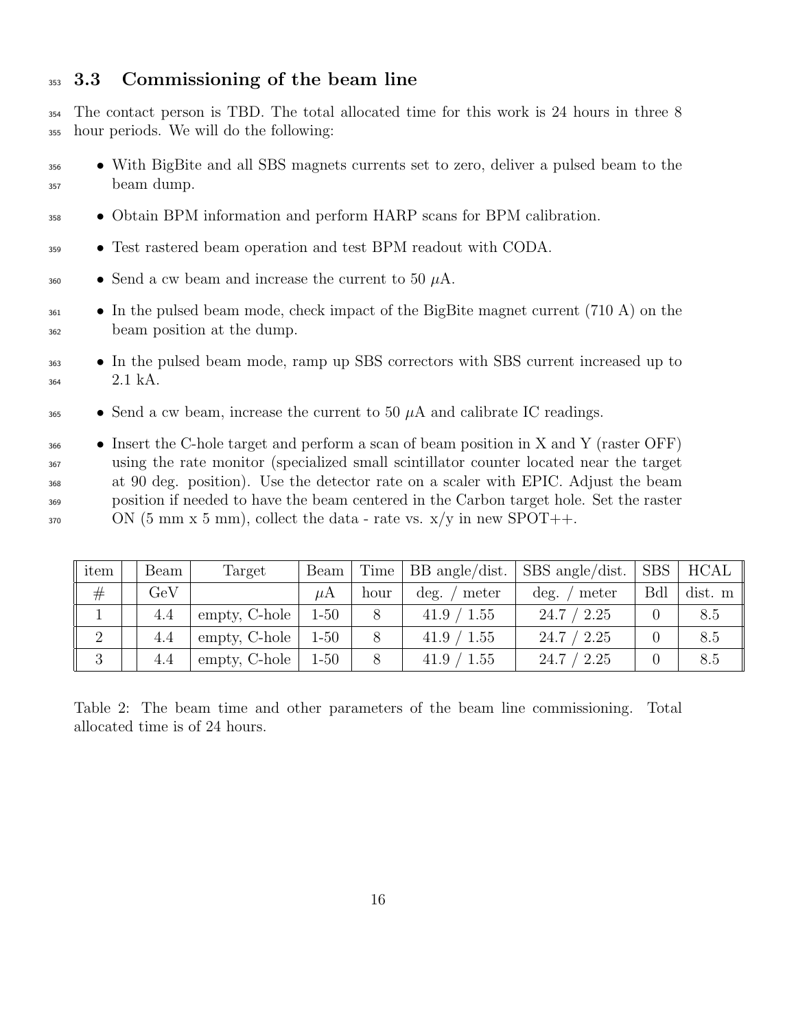### 3.3 Commissioning of the beam line

The contact person is TBD. The total allocated time for this work is 24 hours in three 8 hour periods. We will do the following:

- With BigBite and all SBS magnets currents set to zero, deliver a pulsed beam to the beam dump.
- Obtain BPM information and perform HARP scans for BPM calibration.
- Test rastered beam operation and test BPM readout with CODA.
- Send a cw beam and increase the current to 50 $\mu$A.
- In the pulsed beam mode, check impact of the BigBite magnet current (710 A) on the beam position at the dump.
- In the pulsed beam mode, ramp up SBS correctors with SBS current increased up to 2.1 kA.
- Send a cw beam, increase the current to 50 $\mu$A and calibrate IC readings.
- Insert the C-hole target and perform a scan of beam position in X and Y (raster OFF) using the rate monitor (specialized small scintillator counter located near the target at 90 deg. position). Use the detector rate on a scaler with EPIC. Adjust the beam position if needed to have the beam centered in the Carbon target hole. Set the raster ON (5 mm x 5 mm), collect the data - rate vs. x/y in new SPOT++.

| item | Beam | Target | Beam | Time | BB angle/dist. | SBS angle/dist. | SBS | HCAL |
|---|---|---|---|---|---|---|---|---|
| # | GeV | | $\mu$A | hour | deg. / meter | deg. / meter | Bdl | dist. m |
| 1 | 4.4 | empty, C-hole | 1-50 | 8 | 41.9 / 1.55 | 24.7 / 2.25 | 0 | 8.5 |
| 2 | 4.4 | empty, C-hole | 1-50 | 8 | 41.9 / 1.55 | 24.7 / 2.25 | 0 | 8.5 |
| 3 | 4.4 | empty, C-hole | 1-50 | 8 | 41.9 / 1.55 | 24.7 / 2.25 | 0 | 8.5 |

Table 2: The beam time and other parameters of the beam line commissioning. Total allocated time is of 24 hours.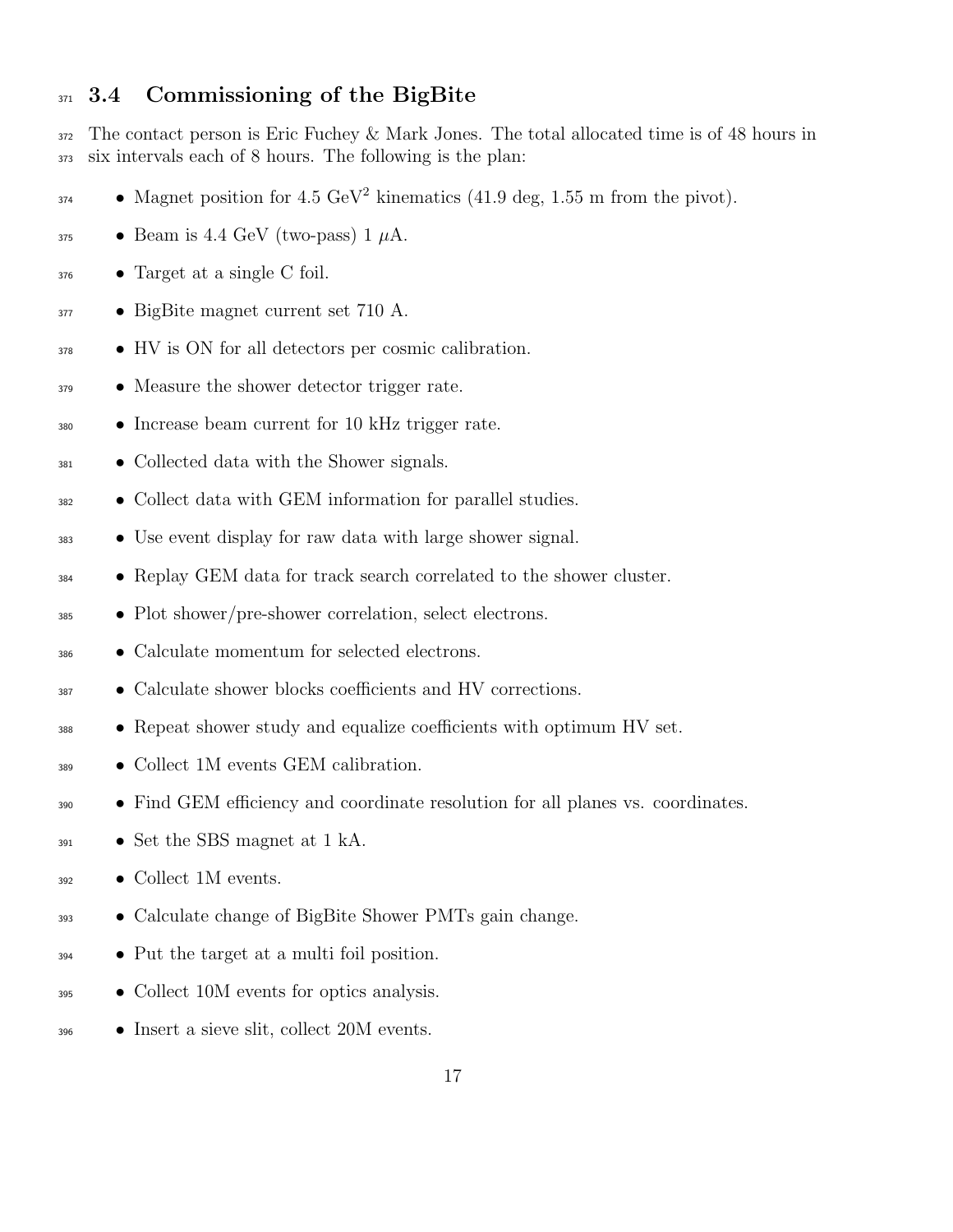### 3.4 Commissioning of the BigBite

The contact person is Eric Fuchey & Mark Jones. The total allocated time is of 48 hours in six intervals each of 8 hours. The following is the plan:

- Magnet position for 4.5 GeV$^2$ kinematics (41.9 deg, 1.55 m from the pivot).
- Beam is 4.4 GeV (two-pass) 1 $\mu$A.
- Target at a single C foil.
- BigBite magnet current set 710 A.
- HV is ON for all detectors per cosmic calibration.
- Measure the shower detector trigger rate.
- Increase beam current for 10 kHz trigger rate.
- Collected data with the Shower signals.
- Collect data with GEM information for parallel studies.
- Use event display for raw data with large shower signal.
- Replay GEM data for track search correlated to the shower cluster.
- Plot shower/pre-shower correlation, select electrons.
- Calculate momentum for selected electrons.
- Calculate shower blocks coefficients and HV corrections.
- Repeat shower study and equalize coefficients with optimum HV set.
- Collect 1M events GEM calibration.
- Find GEM efficiency and coordinate resolution for all planes vs. coordinates.
- Set the SBS magnet at 1 kA.
- Collect 1M events.
- Calculate change of BigBite Shower PMTs gain change.
- Put the target at a multi foil position.
- Collect 10M events for optics analysis.
- Insert a sieve slit, collect 20M events.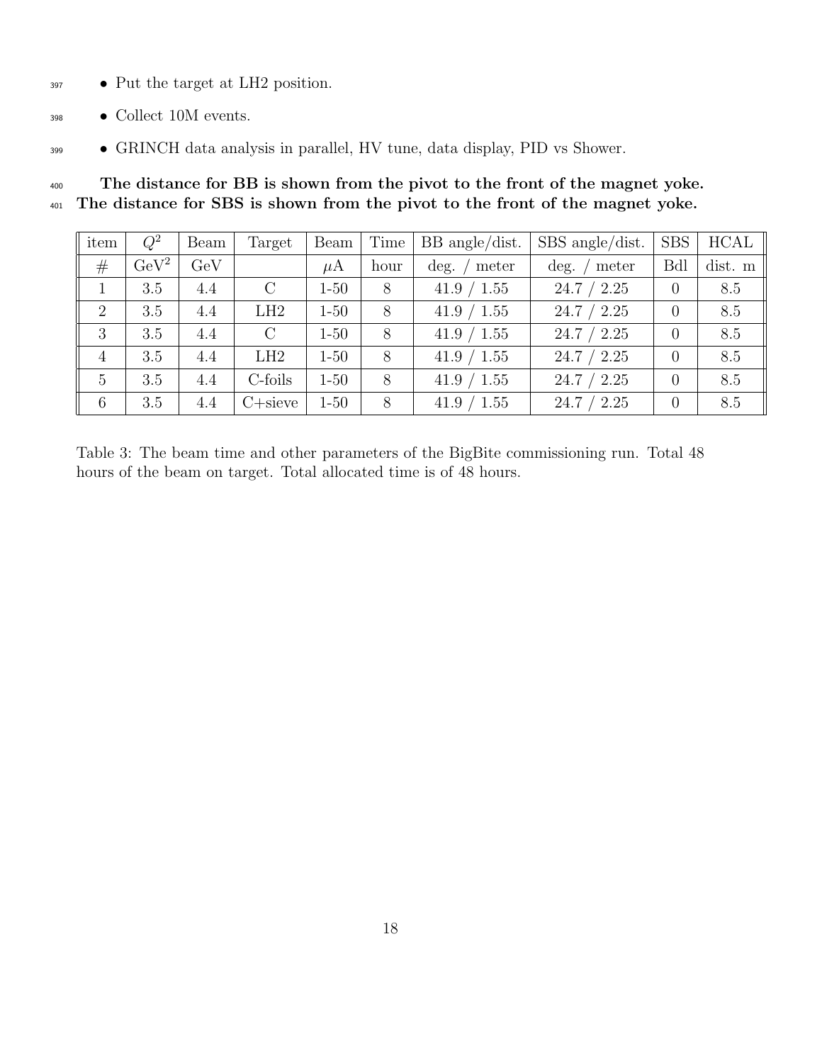- Put the target at LH2 position.
- Collect 10M events.
- GRINCH data analysis in parallel, HV tune, data display, PID vs Shower.

**The distance for BB is shown from the pivot to the front of the magnet yoke. The distance for SBS is shown from the pivot to the front of the magnet yoke.**

| item | $Q^2$ | Beam | Target | Beam | Time | BB angle/dist. | SBS angle/dist. | SBS | HCAL |
|---|---|---|---|---|---|---|---|---|---|
| # | $\mathrm{GeV}^2$ | GeV | | $\mu$A | hour | deg. / meter | deg. / meter | Bdl | dist. m |
| 1 | 3.5 | 4.4 | C | 1-50 | 8 | 41.9 / 1.55 | 24.7 / 2.25 | 0 | 8.5 |
| 2 | 3.5 | 4.4 | LH2 | 1-50 | 8 | 41.9 / 1.55 | 24.7 / 2.25 | 0 | 8.5 |
| 3 | 3.5 | 4.4 | C | 1-50 | 8 | 41.9 / 1.55 | 24.7 / 2.25 | 0 | 8.5 |
| 4 | 3.5 | 4.4 | LH2 | 1-50 | 8 | 41.9 / 1.55 | 24.7 / 2.25 | 0 | 8.5 |
| 5 | 3.5 | 4.4 | C-foils | 1-50 | 8 | 41.9 / 1.55 | 24.7 / 2.25 | 0 | 8.5 |
| 6 | 3.5 | 4.4 | C+sieve | 1-50 | 8 | 41.9 / 1.55 | 24.7 / 2.25 | 0 | 8.5 |

Table 3: The beam time and other parameters of the BigBite commissioning run. Total 48 hours of the beam on target. Total allocated time is of 48 hours.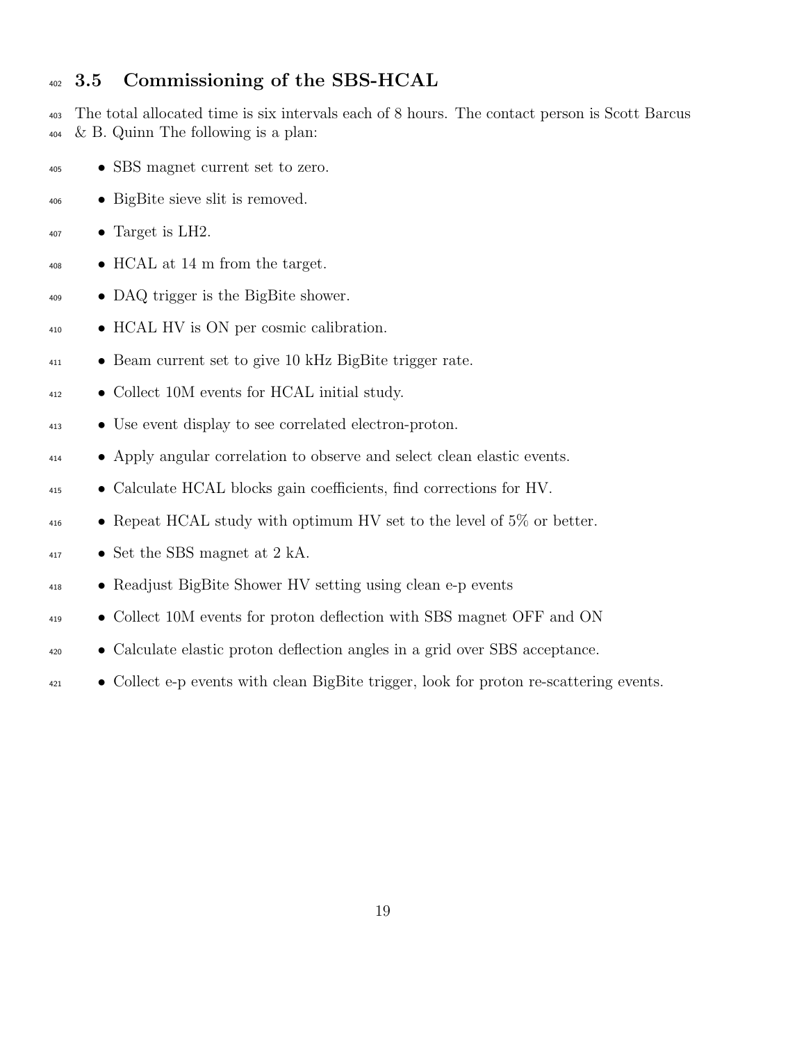## 3.5 Commissioning of the SBS-HCAL

The total allocated time is six intervals each of 8 hours. The contact person is Scott Barcus & B. Quinn The following is a plan:

- SBS magnet current set to zero.
- BigBite sieve slit is removed.
- Target is LH2.
- HCAL at 14 m from the target.
- DAQ trigger is the BigBite shower.
- HCAL HV is ON per cosmic calibration.
- Beam current set to give 10 kHz BigBite trigger rate.
- Collect 10M events for HCAL initial study.
- Use event display to see correlated electron-proton.
- Apply angular correlation to observe and select clean elastic events.
- Calculate HCAL blocks gain coefficients, find corrections for HV.
- Repeat HCAL study with optimum HV set to the level of 5% or better.
- Set the SBS magnet at 2 kA.
- Readjust BigBite Shower HV setting using clean e-p events
- Collect 10M events for proton deflection with SBS magnet OFF and ON
- Calculate elastic proton deflection angles in a grid over SBS acceptance.
- Collect e-p events with clean BigBite trigger, look for proton re-scattering events.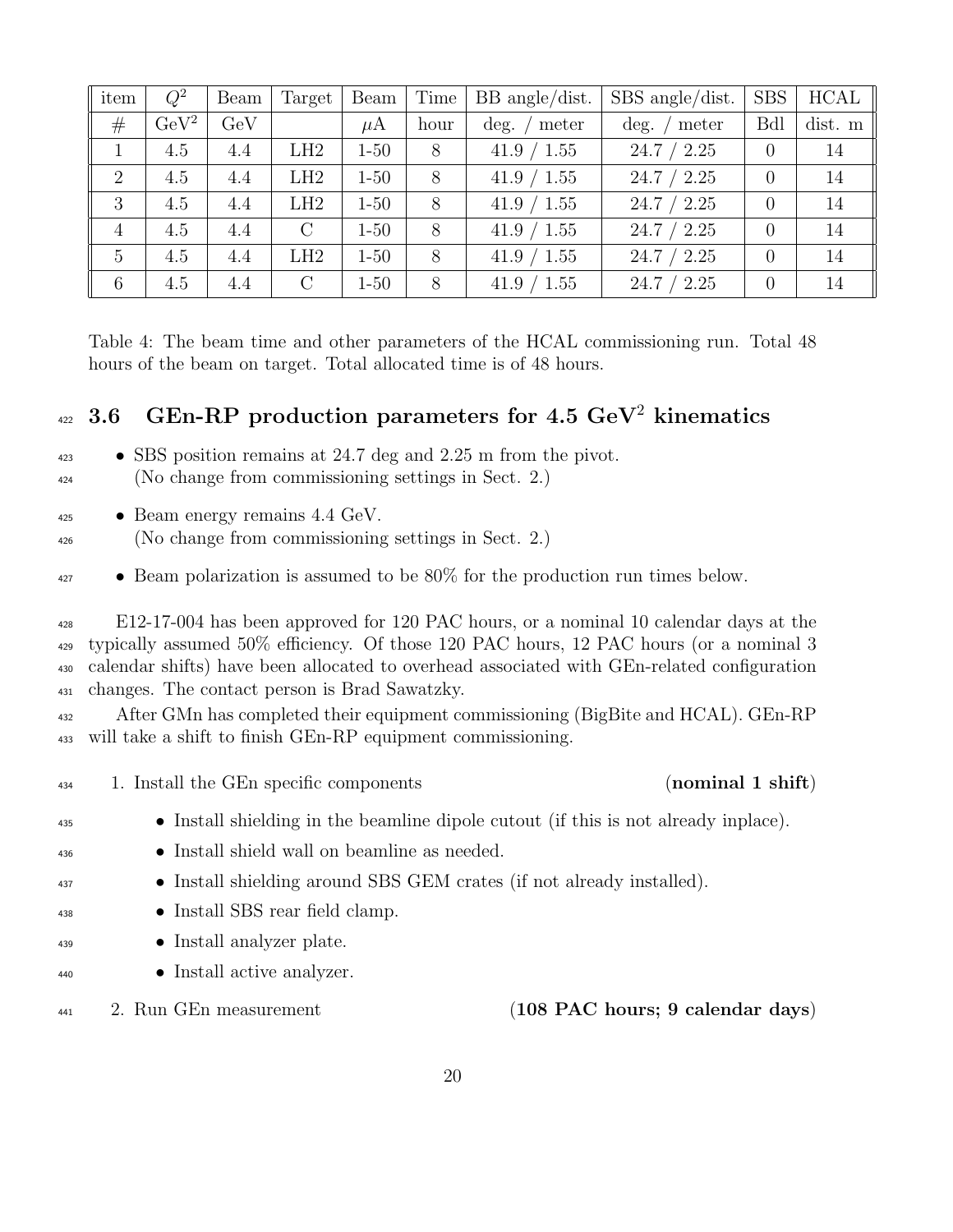| item | $Q^2$ | Beam | Target | Beam | Time | BB angle/dist. | SBS angle/dist. | SBS | HCAL |
|---|---|---|---|---|---|---|---|---|---|
| # | $\mathrm{GeV}^2$ | GeV | | $\mu$A | hour | deg. / meter | deg. / meter | Bdl | dist. m |
| 1 | 4.5 | 4.4 | LH2 | 1-50 | 8 | 41.9 / 1.55 | 24.7 / 2.25 | 0 | 14 |
| 2 | 4.5 | 4.4 | LH2 | 1-50 | 8 | 41.9 / 1.55 | 24.7 / 2.25 | 0 | 14 |
| 3 | 4.5 | 4.4 | LH2 | 1-50 | 8 | 41.9 / 1.55 | 24.7 / 2.25 | 0 | 14 |
| 4 | 4.5 | 4.4 | C | 1-50 | 8 | 41.9 / 1.55 | 24.7 / 2.25 | 0 | 14 |
| 5 | 4.5 | 4.4 | LH2 | 1-50 | 8 | 41.9 / 1.55 | 24.7 / 2.25 | 0 | 14 |
| 6 | 4.5 | 4.4 | C | 1-50 | 8 | 41.9 / 1.55 | 24.7 / 2.25 | 0 | 14 |

Table 4: The beam time and other parameters of the HCAL commissioning run. Total 48 hours of the beam on target. Total allocated time is of 48 hours.

### 3.6 GEn-RP production parameters for 4.5 $\mathrm{GeV}^2$ kinematics

- SBS position remains at 24.7 deg and 2.25 m from the pivot.
  (No change from commissioning settings in Sect. 2.)
- Beam energy remains 4.4 GeV.
  (No change from commissioning settings in Sect. 2.)
- Beam polarization is assumed to be 80% for the production run times below.

E12-17-004 has been approved for 120 PAC hours, or a nominal 10 calendar days at the typically assumed 50% efficiency. Of those 120 PAC hours, 12 PAC hours (or a nominal 3 calendar shifts) have been allocated to overhead associated with GEn-related configuration changes. The contact person is Brad Sawatzky.

After GMn has completed their equipment commissioning (BigBite and HCAL). GEn-RP will take a shift to finish GEn-RP equipment commissioning.

1. Install the GEn specific components (**nominal 1 shift**)
   - Install shielding in the beamline dipole cutout (if this is not already inplace).
   - Install shield wall on beamline as needed.
   - Install shielding around SBS GEM crates (if not already installed).
   - Install SBS rear field clamp.
   - Install analyzer plate.
   - Install active analyzer.
2. Run GEn measurement (**108 PAC hours; 9 calendar days**)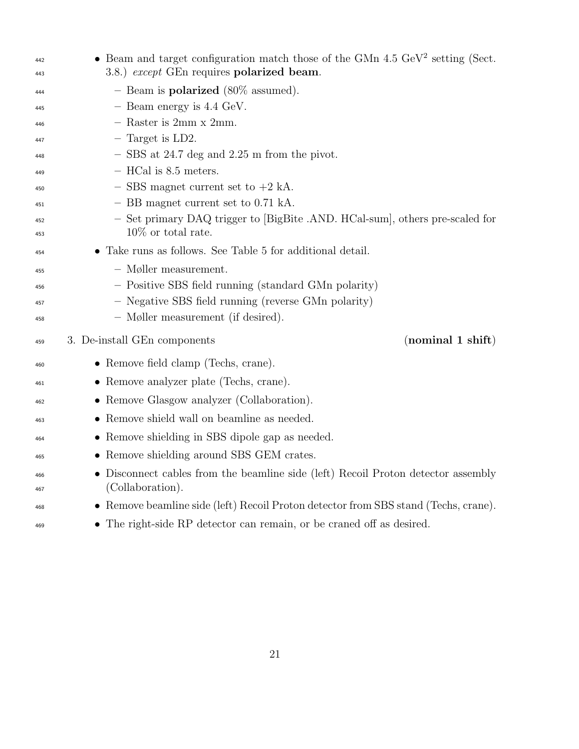- Beam and target configuration match those of the GMn 4.5 GeV$^2$ setting (Sect. 3.8.) *except* GEn requires **polarized beam**.
  - Beam is **polarized** (80% assumed).
  - Beam energy is 4.4 GeV.
  - Raster is 2mm x 2mm.
  - Target is LD2.
  - SBS at 24.7 deg and 2.25 m from the pivot.
  - HCal is 8.5 meters.
  - SBS magnet current set to +2 kA.
  - BB magnet current set to 0.71 kA.
  - Set primary DAQ trigger to [BigBite .AND. HCal-sum], others pre-scaled for 10% or total rate.
- Take runs as follows. See Table 5 for additional detail.
  - Møller measurement.
  - Positive SBS field running (standard GMn polarity)
  - Negative SBS field running (reverse GMn polarity)
  - Møller measurement (if desired).

3. De-install GEn components **(nominal 1 shift)**

- Remove field clamp (Techs, crane).
- Remove analyzer plate (Techs, crane).
- Remove Glasgow analyzer (Collaboration).
- Remove shield wall on beamline as needed.
- Remove shielding in SBS dipole gap as needed.
- Remove shielding around SBS GEM crates.
- Disconnect cables from the beamline side (left) Recoil Proton detector assembly (Collaboration).
- Remove beamline side (left) Recoil Proton detector from SBS stand (Techs, crane).
- The right-side RP detector can remain, or be craned off as desired.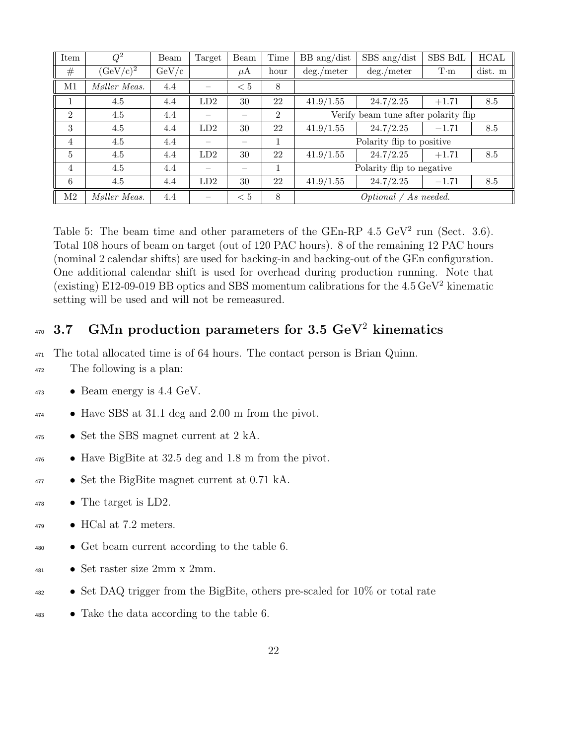| Item | $Q^2$ | Beam | Target | Beam | Time | BB ang/dist | SBS ang/dist | SBS BdL | HCAL |
|---|---|---|---|---|---|---|---|---|---|
| # | $(\mathrm{GeV/c})^2$ | GeV/c | | $\mu$A | hour | deg./meter | deg./meter | T·m | dist. m |
| M1 | *Møller Meas.* | 4.4 | – | $< 5$ | 8 | | | | |
| 1 | 4.5 | 4.4 | LD2 | 30 | 22 | 41.9/1.55 | 24.7/2.25 | $+1.71$ | 8.5 |
| 2 | 4.5 | 4.4 | – | – | 2 | Verify beam tune after polarity flip | | | |
| 3 | 4.5 | 4.4 | LD2 | 30 | 22 | 41.9/1.55 | 24.7/2.25 | $-1.71$ | 8.5 |
| 4 | 4.5 | 4.4 | – | – | 1 | Polarity flip to positive | | | |
| 5 | 4.5 | 4.4 | LD2 | 30 | 22 | 41.9/1.55 | 24.7/2.25 | $+1.71$ | 8.5 |
| 4 | 4.5 | 4.4 | – | – | 1 | Polarity flip to negative | | | |
| 6 | 4.5 | 4.4 | LD2 | 30 | 22 | 41.9/1.55 | 24.7/2.25 | $-1.71$ | 8.5 |
| M2 | *Møller Meas.* | 4.4 | – | $< 5$ | 8 | *Optional / As needed.* | | | |

Table 5: The beam time and other parameters of the GEn-RP 4.5 GeV$^2$ run (Sect. 3.6). Total 108 hours of beam on target (out of 120 PAC hours). 8 of the remaining 12 PAC hours (nominal 2 calendar shifts) are used for backing-in and backing-out of the GEn configuration. One additional calendar shift is used for overhead during production running. Note that (existing) E12-09-019 BB optics and SBS momentum calibrations for the 4.5 GeV$^2$ kinematic setting will be used and will not be remeasured.

### 3.7 GMn production parameters for 3.5 GeV$^2$ kinematics

The total allocated time is of 64 hours. The contact person is Brian Quinn.

The following is a plan:

- Beam energy is 4.4 GeV.
- Have SBS at 31.1 deg and 2.00 m from the pivot.
- Set the SBS magnet current at 2 kA.
- Have BigBite at 32.5 deg and 1.8 m from the pivot.
- Set the BigBite magnet current at 0.71 kA.
- The target is LD2.
- HCal at 7.2 meters.
- Get beam current according to the table 6.
- Set raster size 2mm x 2mm.
- Set DAQ trigger from the BigBite, others pre-scaled for 10% or total rate
- Take the data according to the table 6.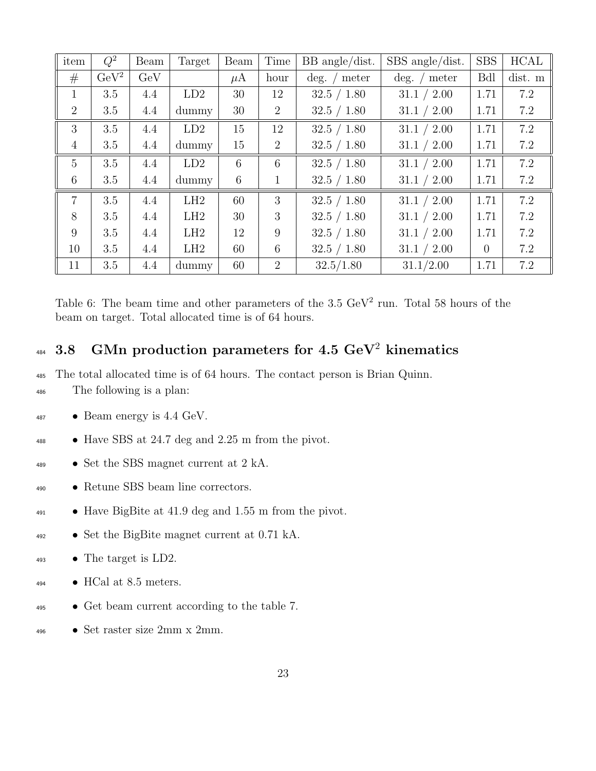| item | $Q^2$ | Beam | Target | Beam | Time | BB angle/dist. | SBS angle/dist. | SBS | HCAL |
|---|---|---|---|---|---|---|---|---|---|
| # | $\mathrm{GeV}^2$ | GeV | | $\mu$A | hour | deg. / meter | deg. / meter | Bdl | dist. m |
| 1 | 3.5 | 4.4 | LD2 | 30 | 12 | 32.5 / 1.80 | 31.1 / 2.00 | 1.71 | 7.2 |
| 2 | 3.5 | 4.4 | dummy | 30 | 2 | 32.5 / 1.80 | 31.1 / 2.00 | 1.71 | 7.2 |
| 3 | 3.5 | 4.4 | LD2 | 15 | 12 | 32.5 / 1.80 | 31.1 / 2.00 | 1.71 | 7.2 |
| 4 | 3.5 | 4.4 | dummy | 15 | 2 | 32.5 / 1.80 | 31.1 / 2.00 | 1.71 | 7.2 |
| 5 | 3.5 | 4.4 | LD2 | 6 | 6 | 32.5 / 1.80 | 31.1 / 2.00 | 1.71 | 7.2 |
| 6 | 3.5 | 4.4 | dummy | 6 | 1 | 32.5 / 1.80 | 31.1 / 2.00 | 1.71 | 7.2 |
| 7 | 3.5 | 4.4 | LH2 | 60 | 3 | 32.5 / 1.80 | 31.1 / 2.00 | 1.71 | 7.2 |
| 8 | 3.5 | 4.4 | LH2 | 30 | 3 | 32.5 / 1.80 | 31.1 / 2.00 | 1.71 | 7.2 |
| 9 | 3.5 | 4.4 | LH2 | 12 | 9 | 32.5 / 1.80 | 31.1 / 2.00 | 1.71 | 7.2 |
| 10 | 3.5 | 4.4 | LH2 | 60 | 6 | 32.5 / 1.80 | 31.1 / 2.00 | 0 | 7.2 |
| 11 | 3.5 | 4.4 | dummy | 60 | 2 | 32.5/1.80 | 31.1/2.00 | 1.71 | 7.2 |

Table 6: The beam time and other parameters of the 3.5 $\mathrm{GeV}^2$ run. Total 58 hours of the beam on target. Total allocated time is of 64 hours.

### 3.8 GMn production parameters for 4.5 $\mathrm{GeV}^2$ kinematics

The total allocated time is of 64 hours. The contact person is Brian Quinn.

The following is a plan:

- Beam energy is 4.4 GeV.
- Have SBS at 24.7 deg and 2.25 m from the pivot.
- Set the SBS magnet current at 2 kA.
- Retune SBS beam line correctors.
- Have BigBite at 41.9 deg and 1.55 m from the pivot.
- Set the BigBite magnet current at 0.71 kA.
- The target is LD2.
- HCal at 8.5 meters.
- Get beam current according to the table 7.
- Set raster size 2mm x 2mm.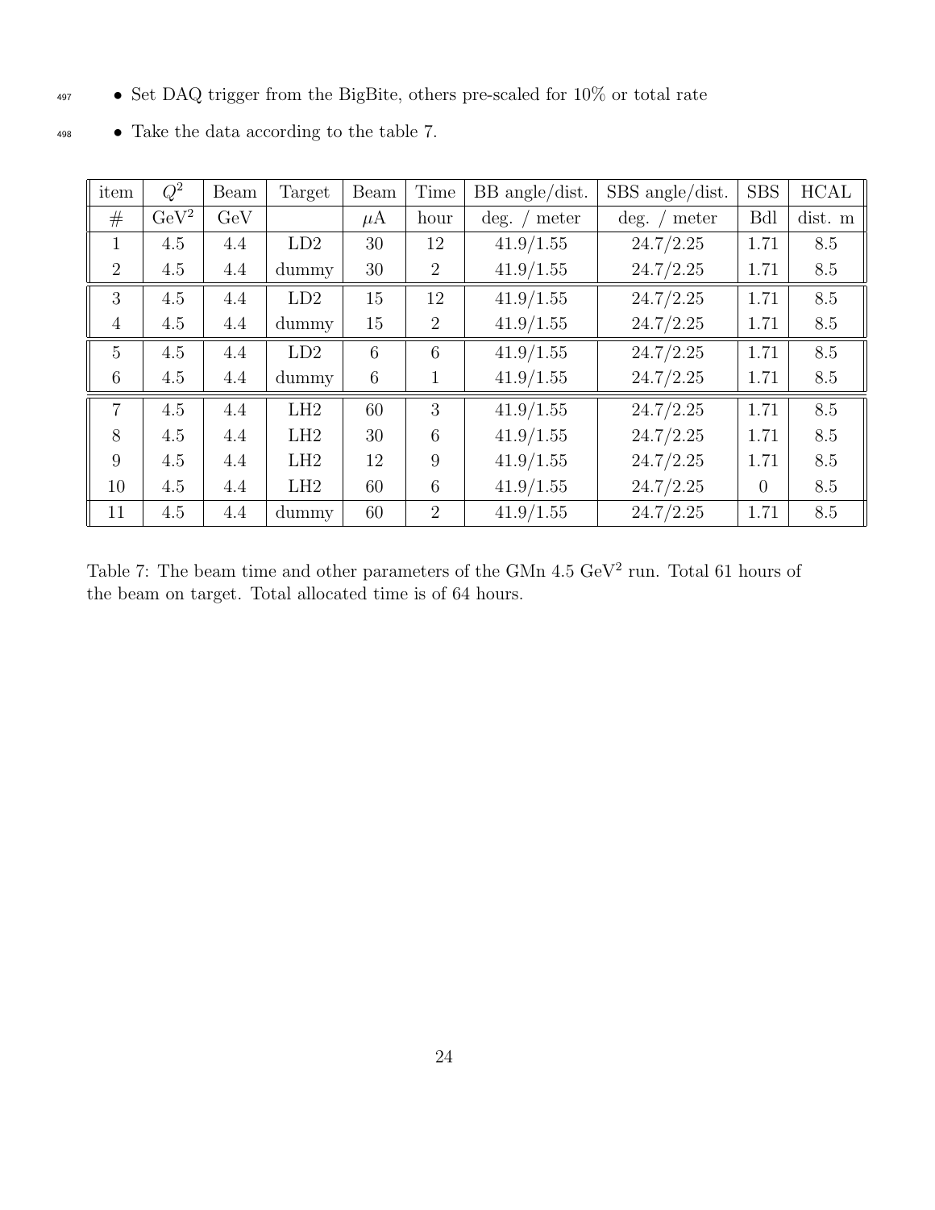- Set DAQ trigger from the BigBite, others pre-scaled for 10% or total rate
- Take the data according to the table 7.

| item | $Q^2$ | Beam | Target | Beam | Time | BB angle/dist. | SBS angle/dist. | SBS | HCAL |
|---|---|---|---|---|---|---|---|---|---|
| # | GeV$^2$ | GeV | | $\mu$A | hour | deg. / meter | deg. / meter | Bdl | dist. m |
| 1 | 4.5 | 4.4 | LD2 | 30 | 12 | 41.9/1.55 | 24.7/2.25 | 1.71 | 8.5 |
| 2 | 4.5 | 4.4 | dummy | 30 | 2 | 41.9/1.55 | 24.7/2.25 | 1.71 | 8.5 |
| 3 | 4.5 | 4.4 | LD2 | 15 | 12 | 41.9/1.55 | 24.7/2.25 | 1.71 | 8.5 |
| 4 | 4.5 | 4.4 | dummy | 15 | 2 | 41.9/1.55 | 24.7/2.25 | 1.71 | 8.5 |
| 5 | 4.5 | 4.4 | LD2 | 6 | 6 | 41.9/1.55 | 24.7/2.25 | 1.71 | 8.5 |
| 6 | 4.5 | 4.4 | dummy | 6 | 1 | 41.9/1.55 | 24.7/2.25 | 1.71 | 8.5 |
| 7 | 4.5 | 4.4 | LH2 | 60 | 3 | 41.9/1.55 | 24.7/2.25 | 1.71 | 8.5 |
| 8 | 4.5 | 4.4 | LH2 | 30 | 6 | 41.9/1.55 | 24.7/2.25 | 1.71 | 8.5 |
| 9 | 4.5 | 4.4 | LH2 | 12 | 9 | 41.9/1.55 | 24.7/2.25 | 1.71 | 8.5 |
| 10 | 4.5 | 4.4 | LH2 | 60 | 6 | 41.9/1.55 | 24.7/2.25 | 0 | 8.5 |
| 11 | 4.5 | 4.4 | dummy | 60 | 2 | 41.9/1.55 | 24.7/2.25 | 1.71 | 8.5 |

Table 7: The beam time and other parameters of the GMn 4.5 GeV$^2$ run. Total 61 hours of the beam on target. Total allocated time is of 64 hours.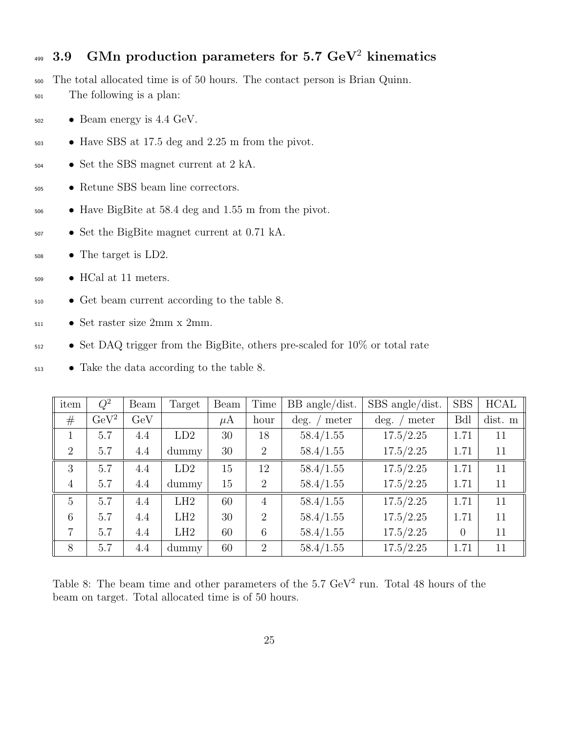### 3.9 GMn production parameters for 5.7 GeV$^2$ kinematics

The total allocated time is of 50 hours. The contact person is Brian Quinn.

The following is a plan:

- Beam energy is 4.4 GeV.
- Have SBS at 17.5 deg and 2.25 m from the pivot.
- Set the SBS magnet current at 2 kA.
- Retune SBS beam line correctors.
- Have BigBite at 58.4 deg and 1.55 m from the pivot.
- Set the BigBite magnet current at 0.71 kA.
- The target is LD2.
- HCal at 11 meters.
- Get beam current according to the table 8.
- Set raster size 2mm x 2mm.
- Set DAQ trigger from the BigBite, others pre-scaled for 10% or total rate
- Take the data according to the table 8.

| item | $Q^2$ | Beam | Target | Beam | Time | BB angle/dist. | SBS angle/dist. | SBS | HCAL |
|---|---|---|---|---|---|---|---|---|---|
| # | GeV$^2$ | GeV | | $\mu$A | hour | deg. / meter | deg. / meter | Bdl | dist. m |
| 1 | 5.7 | 4.4 | LD2 | 30 | 18 | 58.4/1.55 | 17.5/2.25 | 1.71 | 11 |
| 2 | 5.7 | 4.4 | dummy | 30 | 2 | 58.4/1.55 | 17.5/2.25 | 1.71 | 11 |
| 3 | 5.7 | 4.4 | LD2 | 15 | 12 | 58.4/1.55 | 17.5/2.25 | 1.71 | 11 |
| 4 | 5.7 | 4.4 | dummy | 15 | 2 | 58.4/1.55 | 17.5/2.25 | 1.71 | 11 |
| 5 | 5.7 | 4.4 | LH2 | 60 | 4 | 58.4/1.55 | 17.5/2.25 | 1.71 | 11 |
| 6 | 5.7 | 4.4 | LH2 | 30 | 2 | 58.4/1.55 | 17.5/2.25 | 1.71 | 11 |
| 7 | 5.7 | 4.4 | LH2 | 60 | 6 | 58.4/1.55 | 17.5/2.25 | 0 | 11 |
| 8 | 5.7 | 4.4 | dummy | 60 | 2 | 58.4/1.55 | 17.5/2.25 | 1.71 | 11 |

Table 8: The beam time and other parameters of the 5.7 GeV$^2$ run. Total 48 hours of the beam on target. Total allocated time is of 50 hours.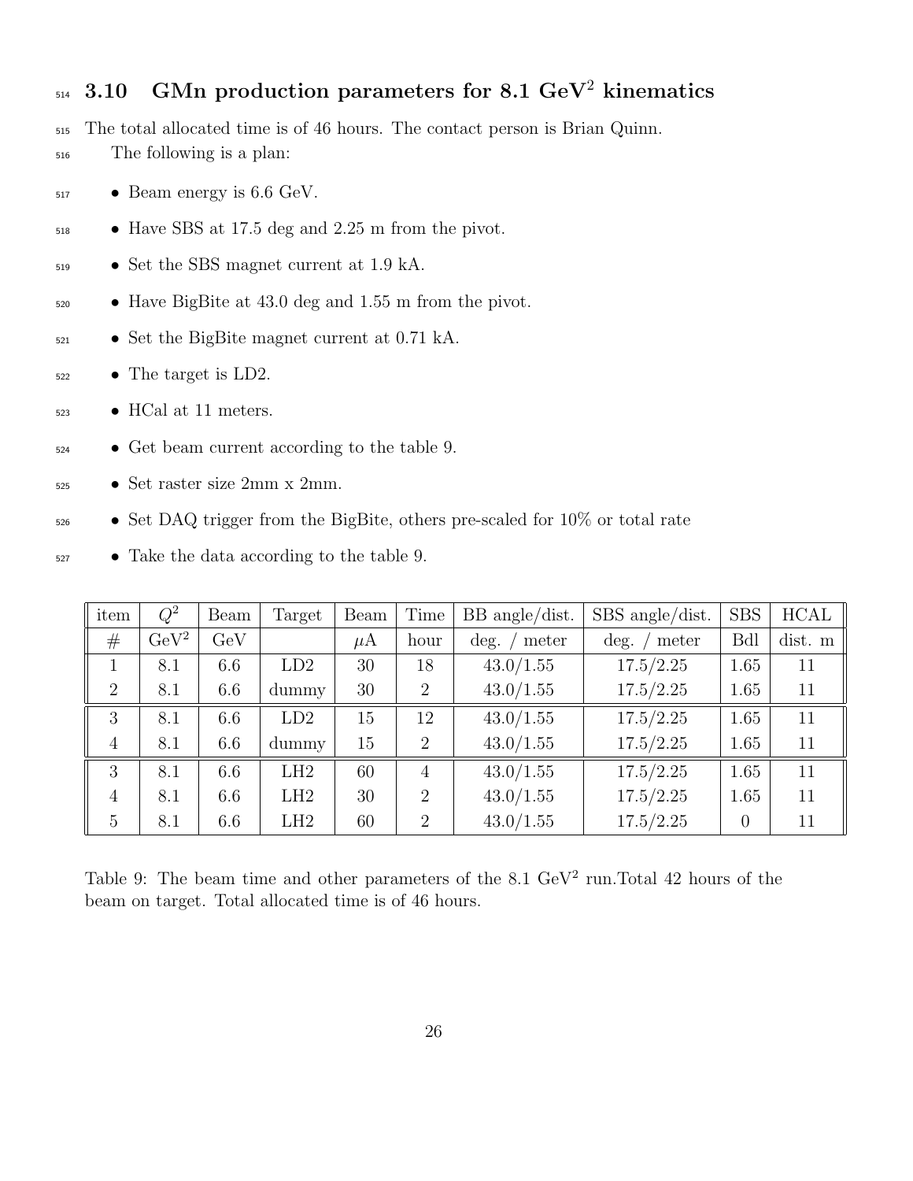## 3.10 GMn production parameters for 8.1 GeV$^2$ kinematics

The total allocated time is of 46 hours. The contact person is Brian Quinn.

The following is a plan:

- Beam energy is 6.6 GeV.
- Have SBS at 17.5 deg and 2.25 m from the pivot.
- Set the SBS magnet current at 1.9 kA.
- Have BigBite at 43.0 deg and 1.55 m from the pivot.
- Set the BigBite magnet current at 0.71 kA.
- The target is LD2.
- HCal at 11 meters.
- Get beam current according to the table 9.
- Set raster size 2mm x 2mm.
- Set DAQ trigger from the BigBite, others pre-scaled for 10% or total rate
- Take the data according to the table 9.

| item | $Q^2$ | Beam | Target | Beam | Time | BB angle/dist. | SBS angle/dist. | SBS | HCAL |
|---|---|---|---|---|---|---|---|---|---|
| # | GeV$^2$ | GeV | | $\mu$A | hour | deg. / meter | deg. / meter | Bdl | dist. m |
| 1 | 8.1 | 6.6 | LD2 | 30 | 18 | 43.0/1.55 | 17.5/2.25 | 1.65 | 11 |
| 2 | 8.1 | 6.6 | dummy | 30 | 2 | 43.0/1.55 | 17.5/2.25 | 1.65 | 11 |
| 3 | 8.1 | 6.6 | LD2 | 15 | 12 | 43.0/1.55 | 17.5/2.25 | 1.65 | 11 |
| 4 | 8.1 | 6.6 | dummy | 15 | 2 | 43.0/1.55 | 17.5/2.25 | 1.65 | 11 |
| 3 | 8.1 | 6.6 | LH2 | 60 | 4 | 43.0/1.55 | 17.5/2.25 | 1.65 | 11 |
| 4 | 8.1 | 6.6 | LH2 | 30 | 2 | 43.0/1.55 | 17.5/2.25 | 1.65 | 11 |
| 5 | 8.1 | 6.6 | LH2 | 60 | 2 | 43.0/1.55 | 17.5/2.25 | 0 | 11 |

Table 9: The beam time and other parameters of the 8.1 GeV$^2$ run.Total 42 hours of the beam on target. Total allocated time is of 46 hours.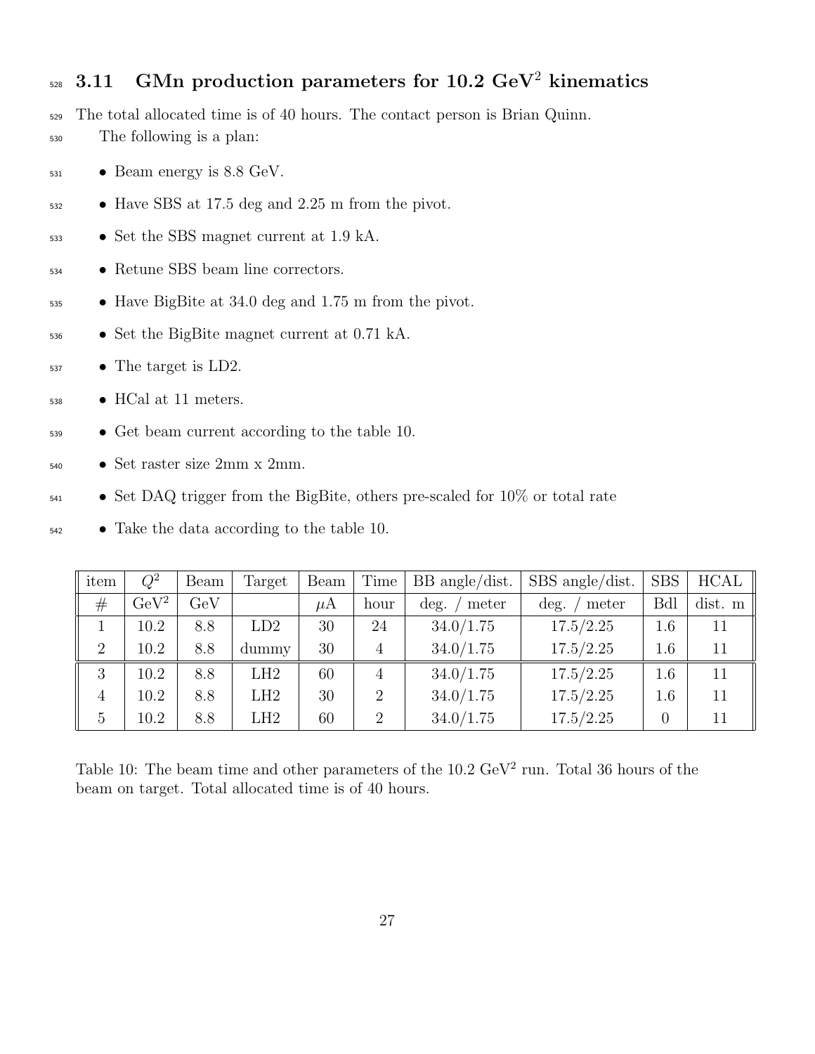### 3.11 GMn production parameters for 10.2 GeV$^2$ kinematics

The total allocated time is of 40 hours. The contact person is Brian Quinn.

The following is a plan:

- Beam energy is 8.8 GeV.
- Have SBS at 17.5 deg and 2.25 m from the pivot.
- Set the SBS magnet current at 1.9 kA.
- Retune SBS beam line correctors.
- Have BigBite at 34.0 deg and 1.75 m from the pivot.
- Set the BigBite magnet current at 0.71 kA.
- The target is LD2.
- HCal at 11 meters.
- Get beam current according to the table 10.
- Set raster size 2mm x 2mm.
- Set DAQ trigger from the BigBite, others pre-scaled for 10% or total rate
- Take the data according to the table 10.

| item | $Q^2$ | Beam | Target | Beam | Time | BB angle/dist. | SBS angle/dist. | SBS | HCAL |
|---|---|---|---|---|---|---|---|---|---|
| # | GeV$^2$ | GeV | | $\mu$A | hour | deg. / meter | deg. / meter | Bdl | dist. m |
| 1 | 10.2 | 8.8 | LD2 | 30 | 24 | 34.0/1.75 | 17.5/2.25 | 1.6 | 11 |
| 2 | 10.2 | 8.8 | dummy | 30 | 4 | 34.0/1.75 | 17.5/2.25 | 1.6 | 11 |
| 3 | 10.2 | 8.8 | LH2 | 60 | 4 | 34.0/1.75 | 17.5/2.25 | 1.6 | 11 |
| 4 | 10.2 | 8.8 | LH2 | 30 | 2 | 34.0/1.75 | 17.5/2.25 | 1.6 | 11 |
| 5 | 10.2 | 8.8 | LH2 | 60 | 2 | 34.0/1.75 | 17.5/2.25 | 0 | 11 |

Table 10: The beam time and other parameters of the 10.2 GeV$^2$ run. Total 36 hours of the beam on target. Total allocated time is of 40 hours.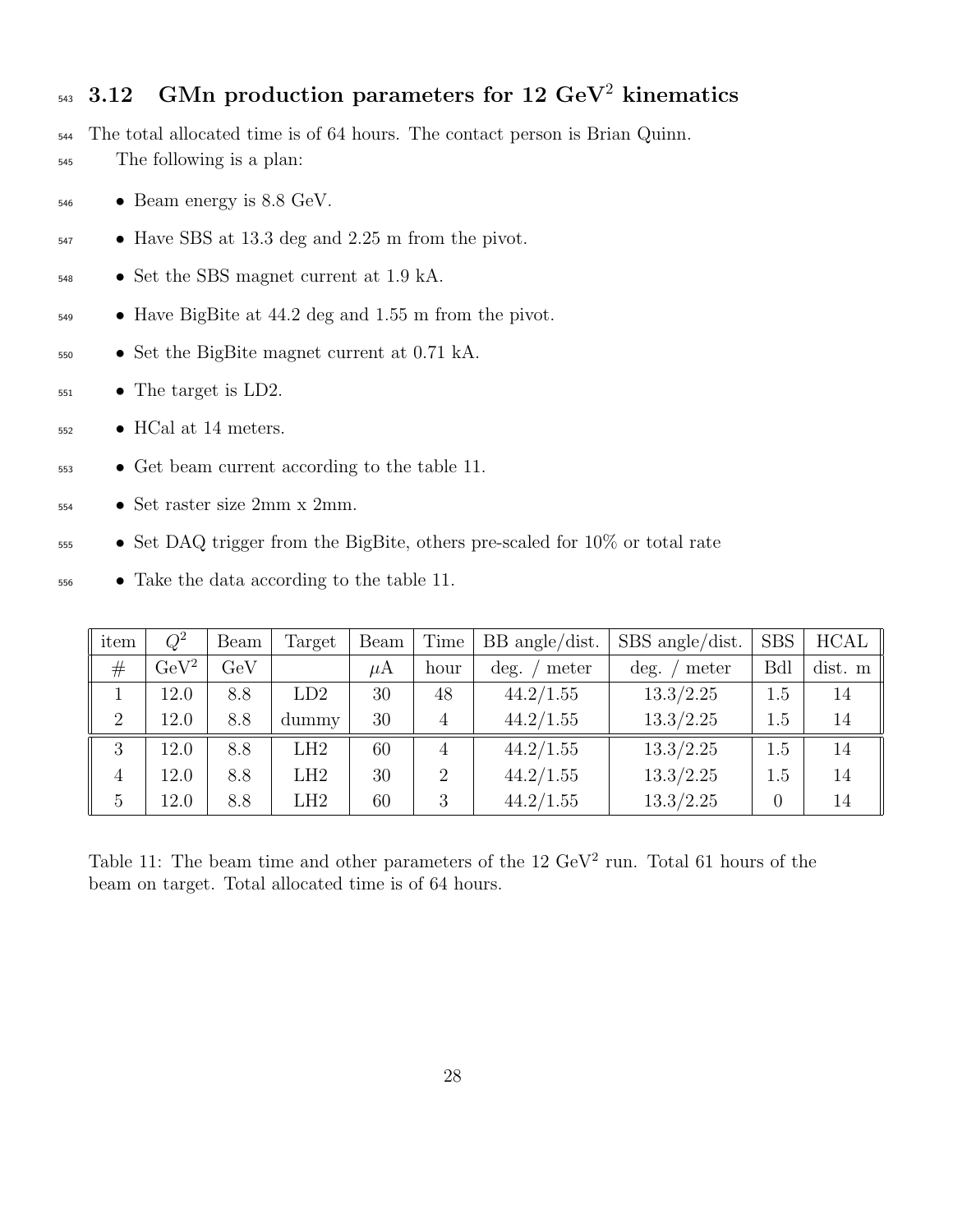### 3.12 GMn production parameters for 12 GeV$^2$ kinematics

The total allocated time is of 64 hours. The contact person is Brian Quinn.

The following is a plan:

- Beam energy is 8.8 GeV.
- Have SBS at 13.3 deg and 2.25 m from the pivot.
- Set the SBS magnet current at 1.9 kA.
- Have BigBite at 44.2 deg and 1.55 m from the pivot.
- Set the BigBite magnet current at 0.71 kA.
- The target is LD2.
- HCal at 14 meters.
- Get beam current according to the table 11.
- Set raster size 2mm x 2mm.
- Set DAQ trigger from the BigBite, others pre-scaled for 10% or total rate
- Take the data according to the table 11.

| item | $Q^2$ | Beam | Target | Beam | Time | BB angle/dist. | SBS angle/dist. | SBS | HCAL |
|---|---|---|---|---|---|---|---|---|---|
| # | GeV$^2$ | GeV | | $\mu$A | hour | deg. / meter | deg. / meter | Bdl | dist. m |
| 1 | 12.0 | 8.8 | LD2 | 30 | 48 | 44.2/1.55 | 13.3/2.25 | 1.5 | 14 |
| 2 | 12.0 | 8.8 | dummy | 30 | 4 | 44.2/1.55 | 13.3/2.25 | 1.5 | 14 |
| 3 | 12.0 | 8.8 | LH2 | 60 | 4 | 44.2/1.55 | 13.3/2.25 | 1.5 | 14 |
| 4 | 12.0 | 8.8 | LH2 | 30 | 2 | 44.2/1.55 | 13.3/2.25 | 1.5 | 14 |
| 5 | 12.0 | 8.8 | LH2 | 60 | 3 | 44.2/1.55 | 13.3/2.25 | 0 | 14 |

Table 11: The beam time and other parameters of the 12 GeV$^2$ run. Total 61 hours of the beam on target. Total allocated time is of 64 hours.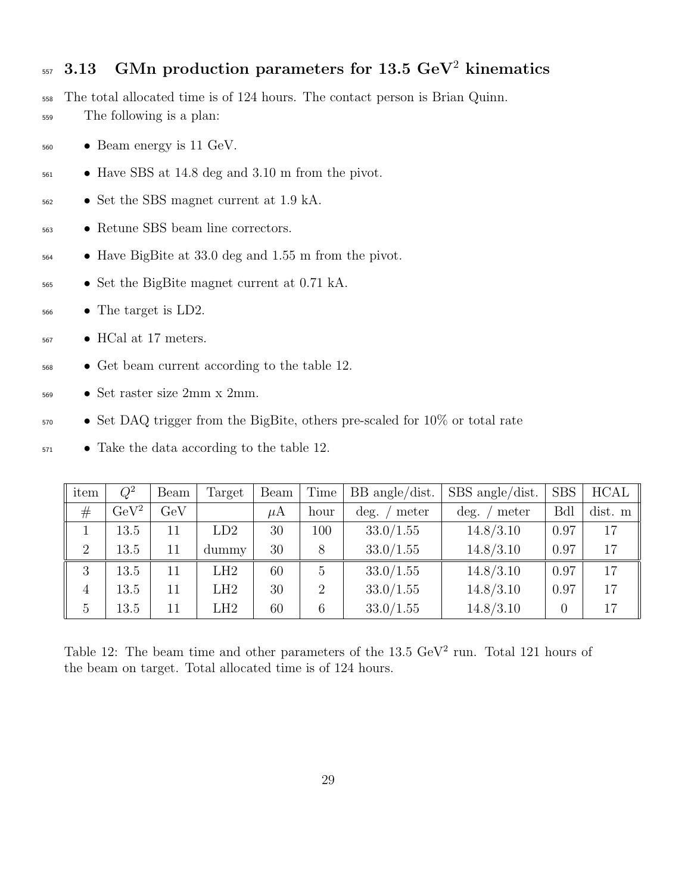### 3.13 GMn production parameters for 13.5 $GeV^2$ kinematics

The total allocated time is of 124 hours. The contact person is Brian Quinn.

The following is a plan:

- Beam energy is 11 GeV.
- Have SBS at 14.8 deg and 3.10 m from the pivot.
- Set the SBS magnet current at 1.9 kA.
- Retune SBS beam line correctors.
- Have BigBite at 33.0 deg and 1.55 m from the pivot.
- Set the BigBite magnet current at 0.71 kA.
- The target is LD2.
- HCal at 17 meters.
- Get beam current according to the table 12.
- Set raster size 2mm x 2mm.
- Set DAQ trigger from the BigBite, others pre-scaled for 10% or total rate
- Take the data according to the table 12.

| item | $Q^2$ | Beam | Target | Beam | Time | BB angle/dist. | SBS angle/dist. | SBS | HCAL |
|---|---|---|---|---|---|---|---|---|---|
| # | $GeV^2$ | GeV | | $\mu$A | hour | deg. / meter | deg. / meter | Bdl | dist. m |
| 1 | 13.5 | 11 | LD2 | 30 | 100 | 33.0/1.55 | 14.8/3.10 | 0.97 | 17 |
| 2 | 13.5 | 11 | dummy | 30 | 8 | 33.0/1.55 | 14.8/3.10 | 0.97 | 17 |
| 3 | 13.5 | 11 | LH2 | 60 | 5 | 33.0/1.55 | 14.8/3.10 | 0.97 | 17 |
| 4 | 13.5 | 11 | LH2 | 30 | 2 | 33.0/1.55 | 14.8/3.10 | 0.97 | 17 |
| 5 | 13.5 | 11 | LH2 | 60 | 6 | 33.0/1.55 | 14.8/3.10 | 0 | 17 |

Table 12: The beam time and other parameters of the 13.5 $GeV^2$ run. Total 121 hours of the beam on target. Total allocated time is of 124 hours.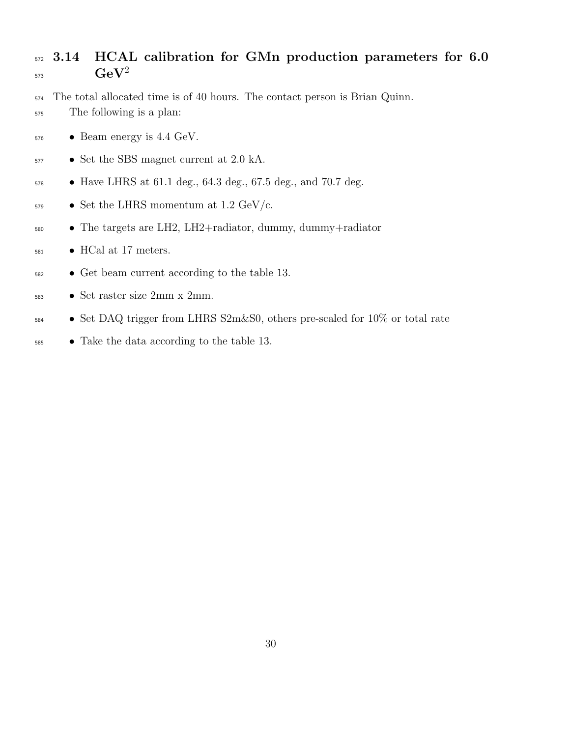## 3.14 HCAL calibration for GMn production parameters for 6.0 $\mathrm{GeV}^2$

The total allocated time is of 40 hours. The contact person is Brian Quinn.

The following is a plan:

- Beam energy is 4.4 GeV.
- Set the SBS magnet current at 2.0 kA.
- Have LHRS at 61.1 deg., 64.3 deg., 67.5 deg., and 70.7 deg.
- Set the LHRS momentum at 1.2 GeV/c.
- The targets are LH2, LH2+radiator, dummy, dummy+radiator
- HCal at 17 meters.
- Get beam current according to the table 13.
- Set raster size 2mm x 2mm.
- Set DAQ trigger from LHRS S2m&S0, others pre-scaled for 10% or total rate
- Take the data according to the table 13.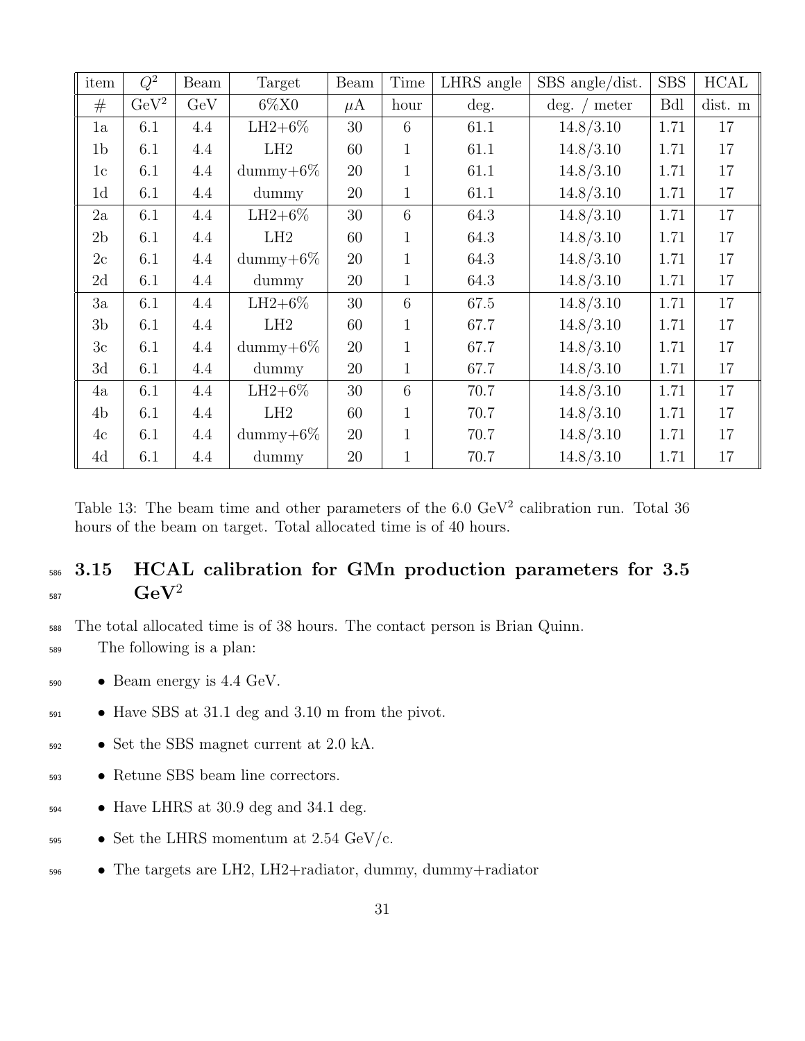| item | $Q^2$ | Beam | Target | Beam | Time | LHRS angle | SBS angle/dist. | SBS | HCAL |
|---|---|---|---|---|---|---|---|---|---|
| # | $\mathrm{GeV}^2$ | GeV | 6%X0 | $\mu$A | hour | deg. | deg. / meter | Bdl | dist. m |
| 1a | 6.1 | 4.4 | LH2+6% | 30 | 6 | 61.1 | 14.8/3.10 | 1.71 | 17 |
| 1b | 6.1 | 4.4 | LH2 | 60 | 1 | 61.1 | 14.8/3.10 | 1.71 | 17 |
| 1c | 6.1 | 4.4 | dummy+6% | 20 | 1 | 61.1 | 14.8/3.10 | 1.71 | 17 |
| 1d | 6.1 | 4.4 | dummy | 20 | 1 | 61.1 | 14.8/3.10 | 1.71 | 17 |
| 2a | 6.1 | 4.4 | LH2+6% | 30 | 6 | 64.3 | 14.8/3.10 | 1.71 | 17 |
| 2b | 6.1 | 4.4 | LH2 | 60 | 1 | 64.3 | 14.8/3.10 | 1.71 | 17 |
| 2c | 6.1 | 4.4 | dummy+6% | 20 | 1 | 64.3 | 14.8/3.10 | 1.71 | 17 |
| 2d | 6.1 | 4.4 | dummy | 20 | 1 | 64.3 | 14.8/3.10 | 1.71 | 17 |
| 3a | 6.1 | 4.4 | LH2+6% | 30 | 6 | 67.5 | 14.8/3.10 | 1.71 | 17 |
| 3b | 6.1 | 4.4 | LH2 | 60 | 1 | 67.7 | 14.8/3.10 | 1.71 | 17 |
| 3c | 6.1 | 4.4 | dummy+6% | 20 | 1 | 67.7 | 14.8/3.10 | 1.71 | 17 |
| 3d | 6.1 | 4.4 | dummy | 20 | 1 | 67.7 | 14.8/3.10 | 1.71 | 17 |
| 4a | 6.1 | 4.4 | LH2+6% | 30 | 6 | 70.7 | 14.8/3.10 | 1.71 | 17 |
| 4b | 6.1 | 4.4 | LH2 | 60 | 1 | 70.7 | 14.8/3.10 | 1.71 | 17 |
| 4c | 6.1 | 4.4 | dummy+6% | 20 | 1 | 70.7 | 14.8/3.10 | 1.71 | 17 |
| 4d | 6.1 | 4.4 | dummy | 20 | 1 | 70.7 | 14.8/3.10 | 1.71 | 17 |

Table 13: The beam time and other parameters of the 6.0 $\mathrm{GeV}^2$ calibration run. Total 36 hours of the beam on target. Total allocated time is of 40 hours.

### 3.15 HCAL calibration for GMn production parameters for 3.5 $\mathrm{GeV}^2$

The total allocated time is of 38 hours. The contact person is Brian Quinn.

The following is a plan:

- Beam energy is 4.4 GeV.
- Have SBS at 31.1 deg and 3.10 m from the pivot.
- Set the SBS magnet current at 2.0 kA.
- Retune SBS beam line correctors.
- Have LHRS at 30.9 deg and 34.1 deg.
- Set the LHRS momentum at 2.54 GeV/c.
- The targets are LH2, LH2+radiator, dummy, dummy+radiator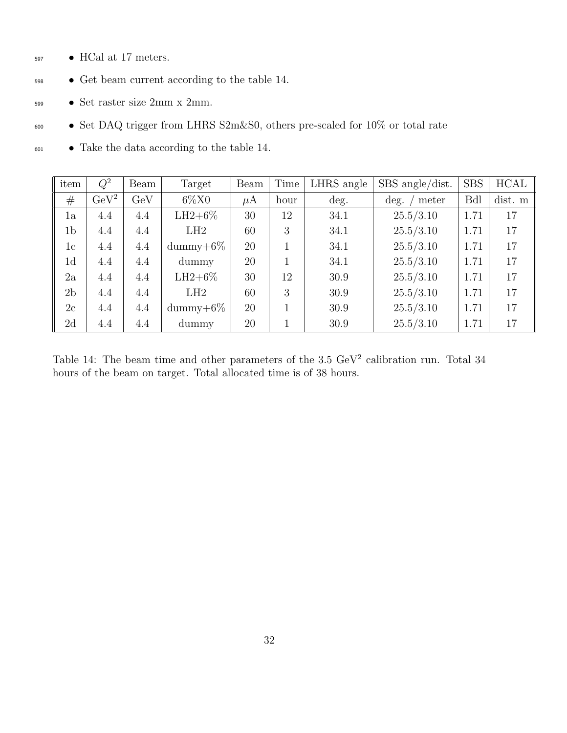- HCal at 17 meters.
- Get beam current according to the table 14.
- Set raster size 2mm x 2mm.
- Set DAQ trigger from LHRS S2m&S0, others pre-scaled for 10% or total rate
- Take the data according to the table 14.

| item | $Q^2$ | Beam | Target | Beam | Time | LHRS angle | SBS angle/dist. | SBS | HCAL |
|---|---|---|---|---|---|---|---|---|---|
| # | $\mathrm{GeV}^2$ | GeV | 6%X0 | $\mu$A | hour | deg. | deg. / meter | Bdl | dist. m |
| 1a | 4.4 | 4.4 | LH2+6% | 30 | 12 | 34.1 | 25.5/3.10 | 1.71 | 17 |
| 1b | 4.4 | 4.4 | LH2 | 60 | 3 | 34.1 | 25.5/3.10 | 1.71 | 17 |
| 1c | 4.4 | 4.4 | dummy+6% | 20 | 1 | 34.1 | 25.5/3.10 | 1.71 | 17 |
| 1d | 4.4 | 4.4 | dummy | 20 | 1 | 34.1 | 25.5/3.10 | 1.71 | 17 |
| 2a | 4.4 | 4.4 | LH2+6% | 30 | 12 | 30.9 | 25.5/3.10 | 1.71 | 17 |
| 2b | 4.4 | 4.4 | LH2 | 60 | 3 | 30.9 | 25.5/3.10 | 1.71 | 17 |
| 2c | 4.4 | 4.4 | dummy+6% | 20 | 1 | 30.9 | 25.5/3.10 | 1.71 | 17 |
| 2d | 4.4 | 4.4 | dummy | 20 | 1 | 30.9 | 25.5/3.10 | 1.71 | 17 |

Table 14: The beam time and other parameters of the 3.5 $\mathrm{GeV}^2$ calibration run. Total 34 hours of the beam on target. Total allocated time is of 38 hours.